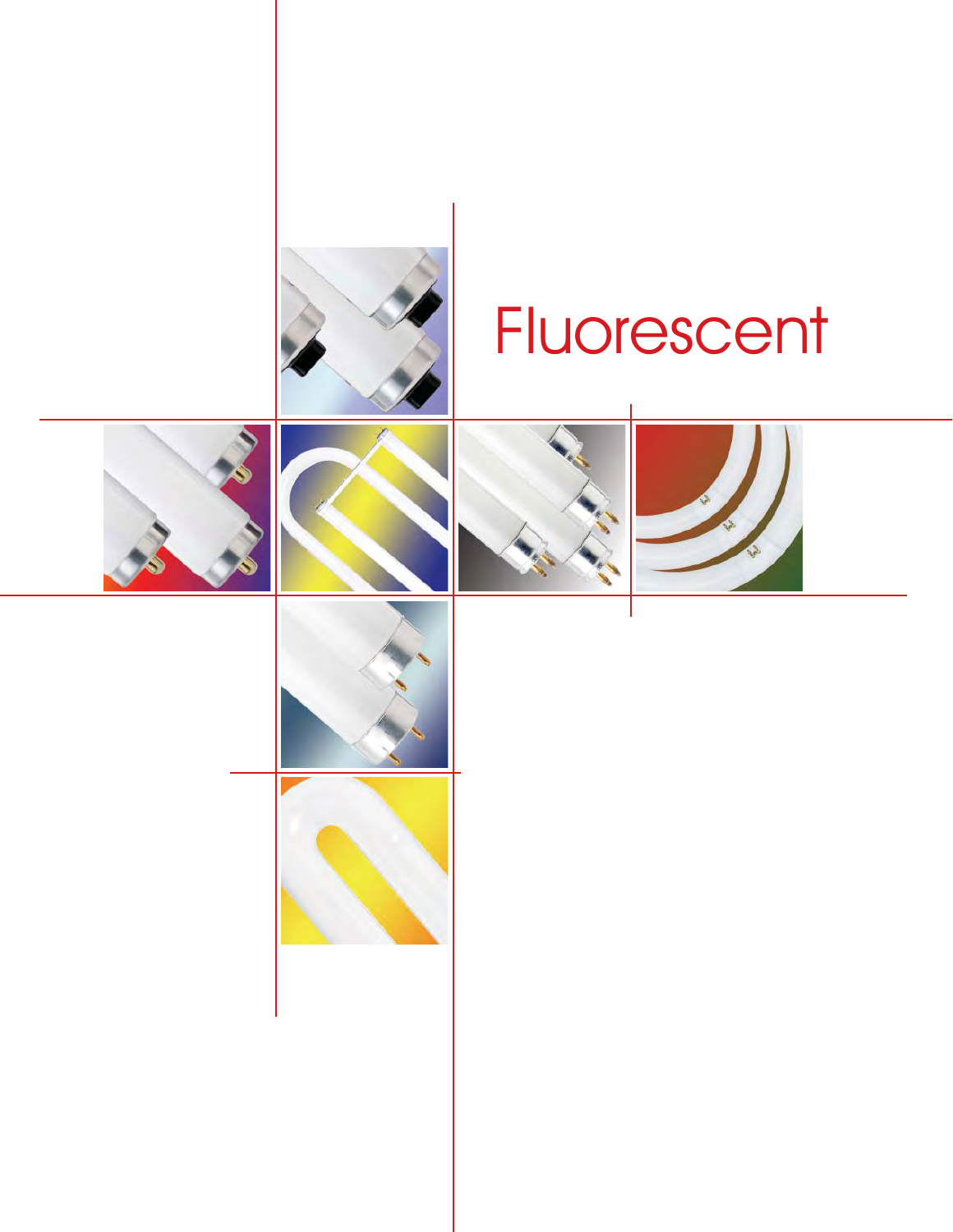# Fluorescent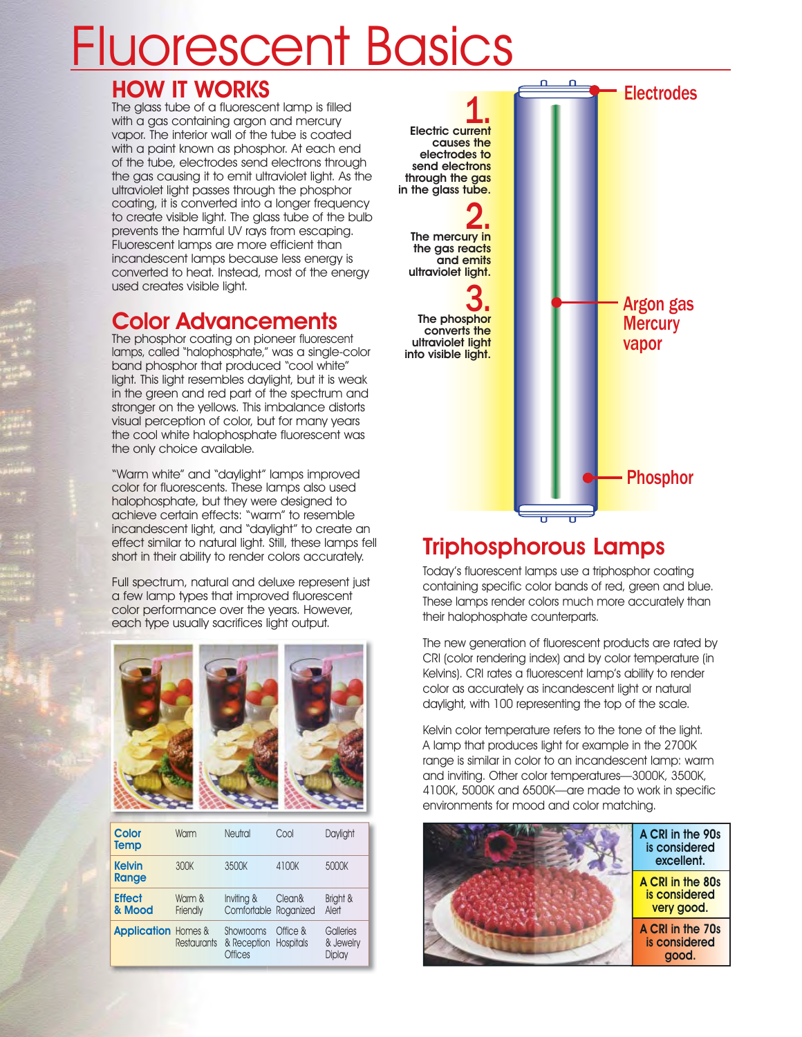# Fluorescent Basics

## HOW IT WORKS

The glass tube of a fluorescent lamp is filled with a gas containing argon and mercury vapor. The interior wall of the tube is coated with a paint known as phosphor. At each end of the tube, electrodes send electrons through the gas causing it to emit ultraviolet light. As the ultraviolet light passes through the phosphor coating, it is converted into a longer frequency to create visible light. The glass tube of the bulb prevents the harmful UV rays from escaping. Fluorescent lamps are more efficient than incandescent lamps because less energy is converted to heat. Instead, most of the energy used creates visible light.

**1.** Electric current causes the electrodes to send electrons through the gas in the glass tube.

**2.** The mercury in the gas reacts and emits ultraviolet light.

**3.** The phosphor converts the ultraviolet light into visible light.

Electrodes

Argon gas Mercury vapor

Phosphor

## Color Advancements

The phosphor coating on pioneer fluorescent lamps, called "halophosphate," was a single-color band phosphor that produced "cool white" light. This light resembles daylight, but it is weak in the green and red part of the spectrum and stronger on the yellows. This imbalance distorts visual perception of color, but for many years the cool white halophosphate fluorescent was the only choice available.

"Warm white" and "daylight" lamps improved color for fluorescents. These lamps also used halophosphate, but they were designed to achieve certain effects: "warm" to resemble incandescent light, and "daylight" to create an effect similar to natural light. Still, these lamps fell short in their ability to render colors accurately.

Full spectrum, natural and deluxe represent just a few lamp types that improved fluorescent color performance over the years. However, each type usually sacrifices light output.

| Color Temp | Warm | Neutral | Cool | Daylight |
|---|---|---|---|---|
| Kelvin Range | 300K | 3500K | 4100K | 5000K |
| Effect & Mood | Warm & Friendly | Inviting & Comfortable | Clean& Roganized | Bright & Alert |
| Application | Homes & Restaurants | Showrooms & Reception Offices | Office & Hospitals | Galleries & Jewelry Diplay |

## Triphosphorous Lamps

Today's fluorescent lamps use a triphosphor coating containing specific color bands of red, green and blue. These lamps render colors much more accurately than their halophosphate counterparts.

The new generation of fluorescent products are rated by CRI (color rendering index) and by color temperature (in Kelvins). CRI rates a fluorescent lamp's ability to render color as accurately as incandescent light or natural daylight, with 100 representing the top of the scale.

Kelvin color temperature refers to the tone of the light. A lamp that produces light for example in the 2700K range is similar in color to an incandescent lamp: warm and inviting. Other color temperatures—3000K, 3500K, 4100K, 5000K and 6500K—are made to work in specific environments for mood and color matching.

**A CRI in the 90s is considered excellent.**

**A CRI in the 80s is considered very good.**

**A CRI in the 70s is considered good.**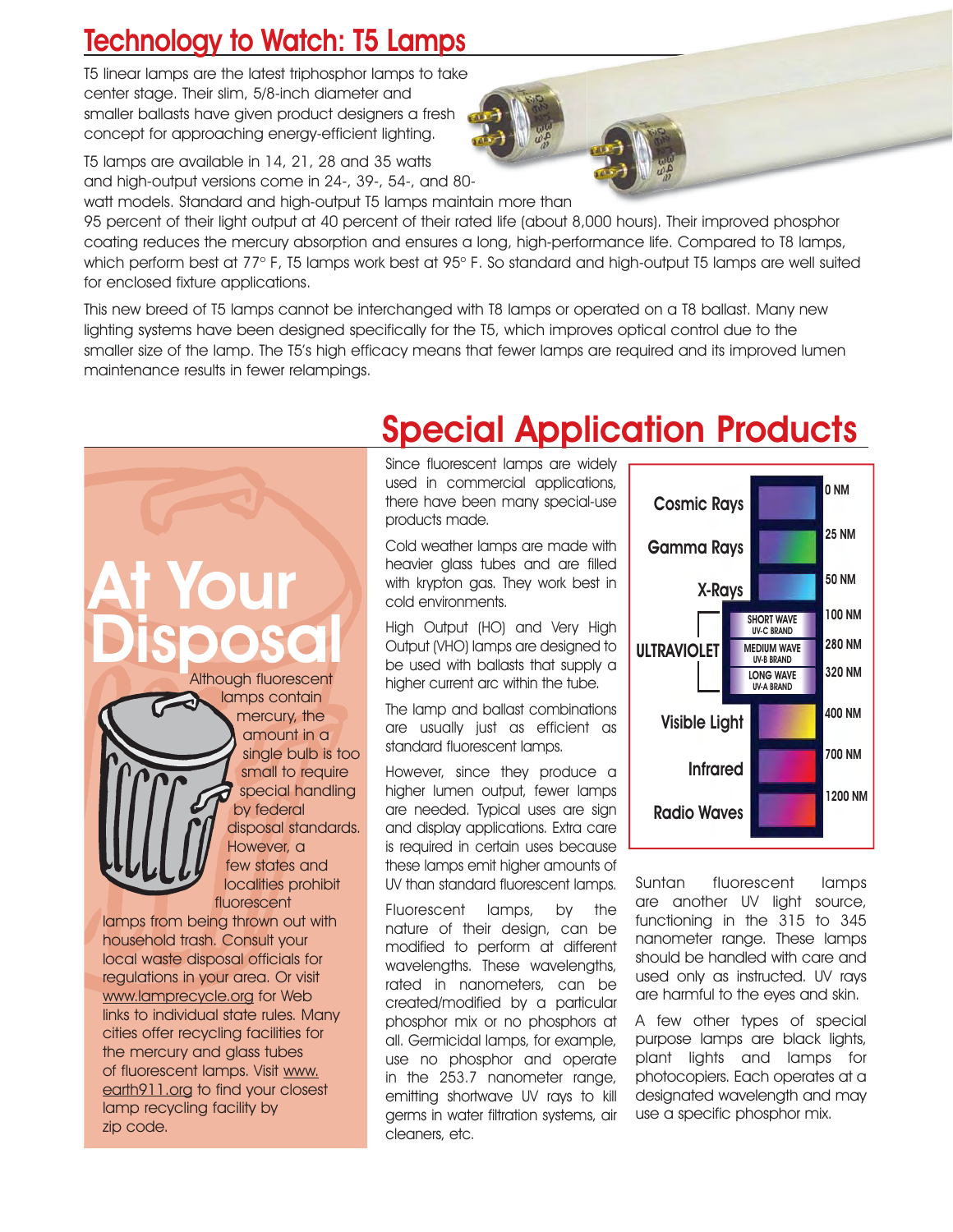## Technology to Watch: T5 Lamps

T5 linear lamps are the latest triphosphor lamps to take center stage. Their slim, 5/8-inch diameter and smaller ballasts have given product designers a fresh concept for approaching energy-efficient lighting.

T5 lamps are available in 14, 21, 28 and 35 watts and high-output versions come in 24-, 39-, 54-, and 80-watt models. Standard and high-output T5 lamps maintain more than 95 percent of their light output at 40 percent of their rated life (about 8,000 hours). Their improved phosphor coating reduces the mercury absorption and ensures a long, high-performance life. Compared to T8 lamps, which perform best at 77° F, T5 lamps work best at 95° F. So standard and high-output T5 lamps are well suited for enclosed fixture applications.

This new breed of T5 lamps cannot be interchanged with T8 lamps or operated on a T8 ballast. Many new lighting systems have been designed specifically for the T5, which improves optical control due to the smaller size of the lamp. The T5's high efficacy means that fewer lamps are required and its improved lumen maintenance results in fewer relampings.

## At Your Disposal

Although fluorescent lamps contain mercury, the amount in a single bulb is too small to require special handling by federal disposal standards. However, a few states and localities prohibit fluorescent lamps from being thrown out with household trash. Consult your local waste disposal officials for regulations in your area. Or visit www.lamprecycle.org for Web links to individual state rules. Many cities offer recycling facilities for the mercury and glass tubes of fluorescent lamps. Visit www.earth911.org to find your closest lamp recycling facility by zip code.

## Special Application Products

Since fluorescent lamps are widely used in commercial applications, there have been many special-use products made.

Cold weather lamps are made with heavier glass tubes and are filled with krypton gas. They work best in cold environments.

High Output (HO) and Very High Output (VHO) lamps are designed to be used with ballasts that supply a higher current arc within the tube.

The lamp and ballast combinations are usually just as efficient as standard fluorescent lamps.

However, since they produce a higher lumen output, fewer lamps are needed. Typical uses are sign and display applications. Extra care is required in certain uses because these lamps emit higher amounts of UV than standard fluorescent lamps.

Fluorescent lamps, by the nature of their design, can be modified to perform at different wavelengths. These wavelengths, rated in nanometers, can be created/modified by a particular phosphor mix or no phosphors at all. Germicidal lamps, for example, use no phosphor and operate in the 253.7 nanometer range, emitting shortwave UV rays to kill germs in water filtration systems, air cleaners, etc.

| Radiation | Wavelength |
|---|---|
| Cosmic Rays | 0 NM |
| Gamma Rays | 25 NM |
| X-Rays | 50 NM |
| ULTRAVIOLET – SHORT WAVE (UV-C BRAND) | 100 NM |
| ULTRAVIOLET – MEDIUM WAVE (UV-B BRAND) | 280 NM |
| ULTRAVIOLET – LONG WAVE (UV-A BRAND) | 320 NM |
| Visible Light | 400 NM |
| Infrared | 700 NM |
| Radio Waves | 1200 NM |

Suntan fluorescent lamps are another UV light source, functioning in the 315 to 345 nanometer range. These lamps should be handled with care and used only as instructed. UV rays are harmful to the eyes and skin.

A few other types of special purpose lamps are black lights, plant lights and lamps for photocopiers. Each operates at a designated wavelength and may use a specific phosphor mix.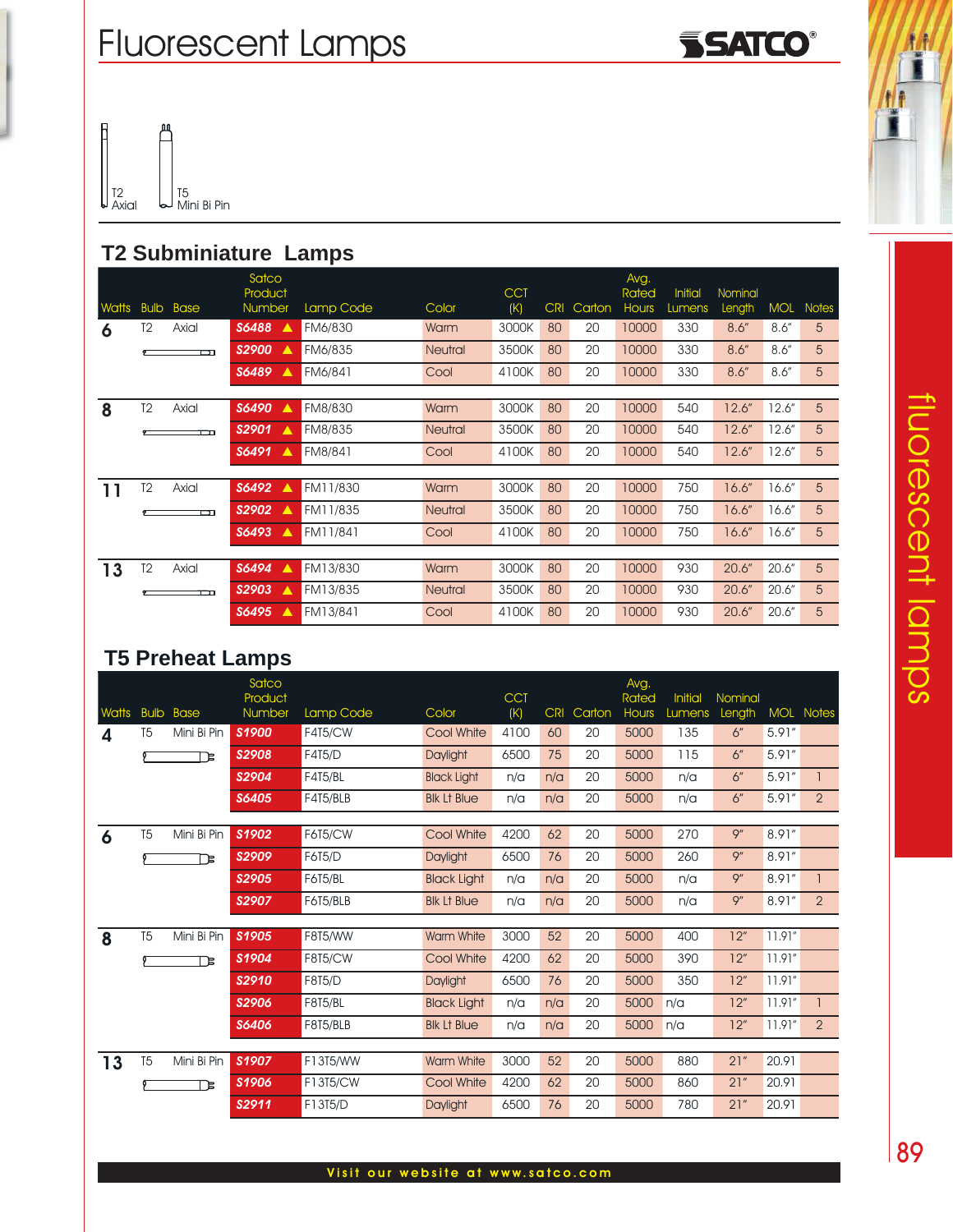# Fluorescent Lamps

SATCO®

T2 Axial    T5 Mini Bi Pin

## T2 Subminiature Lamps

| Watts | Bulb | Base | Satco Product Number | Lamp Code | Color | CCT (K) | CRI | Carton | Avg. Rated Hours | Initial Lumens | Nominal Length | MOL | Notes |
|---|---|---|---|---|---|---|---|---|---|---|---|---|---|
| 6 | T2 | Axial | S6488 ▲ | FM6/830 | Warm | 3000K | 80 | 20 | 10000 | 330 | 8.6" | 8.6" | 5 |
| | | | S2900 ▲ | FM6/835 | Neutral | 3500K | 80 | 20 | 10000 | 330 | 8.6" | 8.6" | 5 |
| | | | S6489 ▲ | FM6/841 | Cool | 4100K | 80 | 20 | 10000 | 330 | 8.6" | 8.6" | 5 |
| 8 | T2 | Axial | S6490 ▲ | FM8/830 | Warm | 3000K | 80 | 20 | 10000 | 540 | 12.6" | 12.6" | 5 |
| | | | S2901 ▲ | FM8/835 | Neutral | 3500K | 80 | 20 | 10000 | 540 | 12.6" | 12.6" | 5 |
| | | | S6491 ▲ | FM8/841 | Cool | 4100K | 80 | 20 | 10000 | 540 | 12.6" | 12.6" | 5 |
| 11 | T2 | Axial | S6492 ▲ | FM11/830 | Warm | 3000K | 80 | 20 | 10000 | 750 | 16.6" | 16.6" | 5 |
| | | | S2902 ▲ | FM11/835 | Neutral | 3500K | 80 | 20 | 10000 | 750 | 16.6" | 16.6" | 5 |
| | | | S6493 ▲ | FM11/841 | Cool | 4100K | 80 | 20 | 10000 | 750 | 16.6" | 16.6" | 5 |
| 13 | T2 | Axial | S6494 ▲ | FM13/830 | Warm | 3000K | 80 | 20 | 10000 | 930 | 20.6" | 20.6" | 5 |
| | | | S2903 ▲ | FM13/835 | Neutral | 3500K | 80 | 20 | 10000 | 930 | 20.6" | 20.6" | 5 |
| | | | S6495 ▲ | FM13/841 | Cool | 4100K | 80 | 20 | 10000 | 930 | 20.6" | 20.6" | 5 |

## T5 Preheat Lamps

| Watts | Bulb | Base | Satco Product Number | Lamp Code | Color | CCT (K) | CRI | Carton | Avg. Rated Hours | Initial Lumens | Nominal Length | MOL | Notes |
|---|---|---|---|---|---|---|---|---|---|---|---|---|---|
| 4 | T5 | Mini Bi Pin | S1900 | F4T5/CW | Cool White | 4100 | 60 | 20 | 5000 | 135 | 6" | 5.91" | |
| | | | S2908 | F4T5/D | Daylight | 6500 | 75 | 20 | 5000 | 115 | 6" | 5.91" | |
| | | | S2904 | F4T5/BL | Black Light | n/a | n/a | 20 | 5000 | n/a | 6" | 5.91" | 1 |
| | | | S6405 | F4T5/BLB | Blk Lt Blue | n/a | n/a | 20 | 5000 | n/a | 6" | 5.91" | 2 |
| 6 | T5 | Mini Bi Pin | S1902 | F6T5/CW | Cool White | 4200 | 62 | 20 | 5000 | 270 | 9" | 8.91" | |
| | | | S2909 | F6T5/D | Daylight | 6500 | 76 | 20 | 5000 | 260 | 9" | 8.91" | |
| | | | S2905 | F6T5/BL | Black Light | n/a | n/a | 20 | 5000 | n/a | 9" | 8.91" | 1 |
| | | | S2907 | F6T5/BLB | Blk Lt Blue | n/a | n/a | 20 | 5000 | n/a | 9" | 8.91" | 2 |
| 8 | T5 | Mini Bi Pin | S1905 | F8T5/WW | Warm White | 3000 | 52 | 20 | 5000 | 400 | 12" | 11.91" | |
| | | | S1904 | F8T5/CW | Cool White | 4200 | 62 | 20 | 5000 | 390 | 12" | 11.91" | |
| | | | S2910 | F8T5/D | Daylight | 6500 | 76 | 20 | 5000 | 350 | 12" | 11.91" | |
| | | | S2906 | F8T5/BL | Black Light | n/a | n/a | 20 | 5000 | n/a | 12" | 11.91" | 1 |
| | | | S6406 | F8T5/BLB | Blk Lt Blue | n/a | n/a | 20 | 5000 | n/a | 12" | 11.91" | 2 |
| 13 | T5 | Mini Bi Pin | S1907 | F13T5/WW | Warm White | 3000 | 52 | 20 | 5000 | 880 | 21" | 20.91 | |
| | | | S1906 | F13T5/CW | Cool White | 4200 | 62 | 20 | 5000 | 860 | 21" | 20.91 | |
| | | | S2911 | F13T5/D | Daylight | 6500 | 76 | 20 | 5000 | 780 | 21" | 20.91 | |

Visit our website at www.satco.com

fluorescent lamps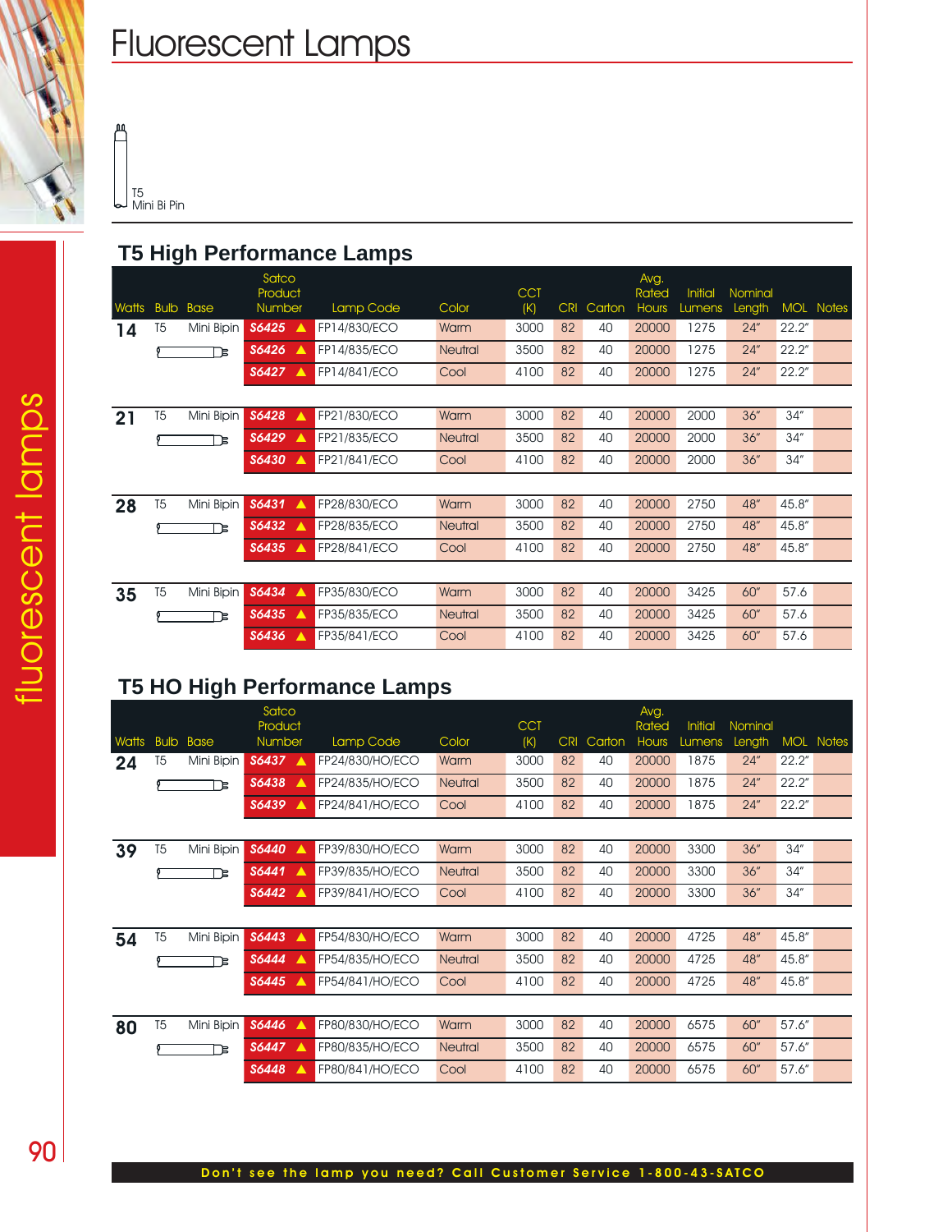# Fluorescent Lamps

T5
Mini Bi Pin

## T5 High Performance Lamps

| Watts | Bulb | Base | Satco Product Number | Lamp Code | Color | CCT (K) | CRI | Carton | Avg. Rated Hours | Initial Lumens | Nominal Length | MOL | Notes |
|---|---|---|---|---|---|---|---|---|---|---|---|---|---|
| 14 | T5 | Mini Bipin | S6425 ▲ | FP14/830/ECO | Warm | 3000 | 82 | 40 | 20000 | 1275 | 24" | 22.2" | |
| | | | S6426 ▲ | FP14/835/ECO | Neutral | 3500 | 82 | 40 | 20000 | 1275 | 24" | 22.2" | |
| | | | S6427 ▲ | FP14/841/ECO | Cool | 4100 | 82 | 40 | 20000 | 1275 | 24" | 22.2" | |
| 21 | T5 | Mini Bipin | S6428 ▲ | FP21/830/ECO | Warm | 3000 | 82 | 40 | 20000 | 2000 | 36" | 34" | |
| | | | S6429 ▲ | FP21/835/ECO | Neutral | 3500 | 82 | 40 | 20000 | 2000 | 36" | 34" | |
| | | | S6430 ▲ | FP21/841/ECO | Cool | 4100 | 82 | 40 | 20000 | 2000 | 36" | 34" | |
| 28 | T5 | Mini Bipin | S6431 ▲ | FP28/830/ECO | Warm | 3000 | 82 | 40 | 20000 | 2750 | 48" | 45.8" | |
| | | | S6432 ▲ | FP28/835/ECO | Neutral | 3500 | 82 | 40 | 20000 | 2750 | 48" | 45.8" | |
| | | | S6435 ▲ | FP28/841/ECO | Cool | 4100 | 82 | 40 | 20000 | 2750 | 48" | 45.8" | |
| 35 | T5 | Mini Bipin | S6434 ▲ | FP35/830/ECO | Warm | 3000 | 82 | 40 | 20000 | 3425 | 60" | 57.6 | |
| | | | S6435 ▲ | FP35/835/ECO | Neutral | 3500 | 82 | 40 | 20000 | 3425 | 60" | 57.6 | |
| | | | S6436 ▲ | FP35/841/ECO | Cool | 4100 | 82 | 40 | 20000 | 3425 | 60" | 57.6 | |

## T5 HO High Performance Lamps

| Watts | Bulb | Base | Satco Product Number | Lamp Code | Color | CCT (K) | CRI | Carton | Avg. Rated Hours | Initial Lumens | Nominal Length | MOL | Notes |
|---|---|---|---|---|---|---|---|---|---|---|---|---|---|
| 24 | T5 | Mini Bipin | S6437 ▲ | FP24/830/HO/ECO | Warm | 3000 | 82 | 40 | 20000 | 1875 | 24" | 22.2" | |
| | | | S6438 ▲ | FP24/835/HO/ECO | Neutral | 3500 | 82 | 40 | 20000 | 1875 | 24" | 22.2" | |
| | | | S6439 ▲ | FP24/841/HO/ECO | Cool | 4100 | 82 | 40 | 20000 | 1875 | 24" | 22.2" | |
| 39 | T5 | Mini Bipin | S6440 ▲ | FP39/830/HO/ECO | Warm | 3000 | 82 | 40 | 20000 | 3300 | 36" | 34" | |
| | | | S6441 ▲ | FP39/835/HO/ECO | Neutral | 3500 | 82 | 40 | 20000 | 3300 | 36" | 34" | |
| | | | S6442 ▲ | FP39/841/HO/ECO | Cool | 4100 | 82 | 40 | 20000 | 3300 | 36" | 34" | |
| 54 | T5 | Mini Bipin | S6443 ▲ | FP54/830/HO/ECO | Warm | 3000 | 82 | 40 | 20000 | 4725 | 48" | 45.8" | |
| | | | S6444 ▲ | FP54/835/HO/ECO | Neutral | 3500 | 82 | 40 | 20000 | 4725 | 48" | 45.8" | |
| | | | S6445 ▲ | FP54/841/HO/ECO | Cool | 4100 | 82 | 40 | 20000 | 4725 | 48" | 45.8" | |
| 80 | T5 | Mini Bipin | S6446 ▲ | FP80/830/HO/ECO | Warm | 3000 | 82 | 40 | 20000 | 6575 | 60" | 57.6" | |
| | | | S6447 ▲ | FP80/835/HO/ECO | Neutral | 3500 | 82 | 40 | 20000 | 6575 | 60" | 57.6" | |
| | | | S6448 ▲ | FP80/841/HO/ECO | Cool | 4100 | 82 | 40 | 20000 | 6575 | 60" | 57.6" | |

**Don't see the lamp you need? Call Customer Service 1-800-43-SATCO**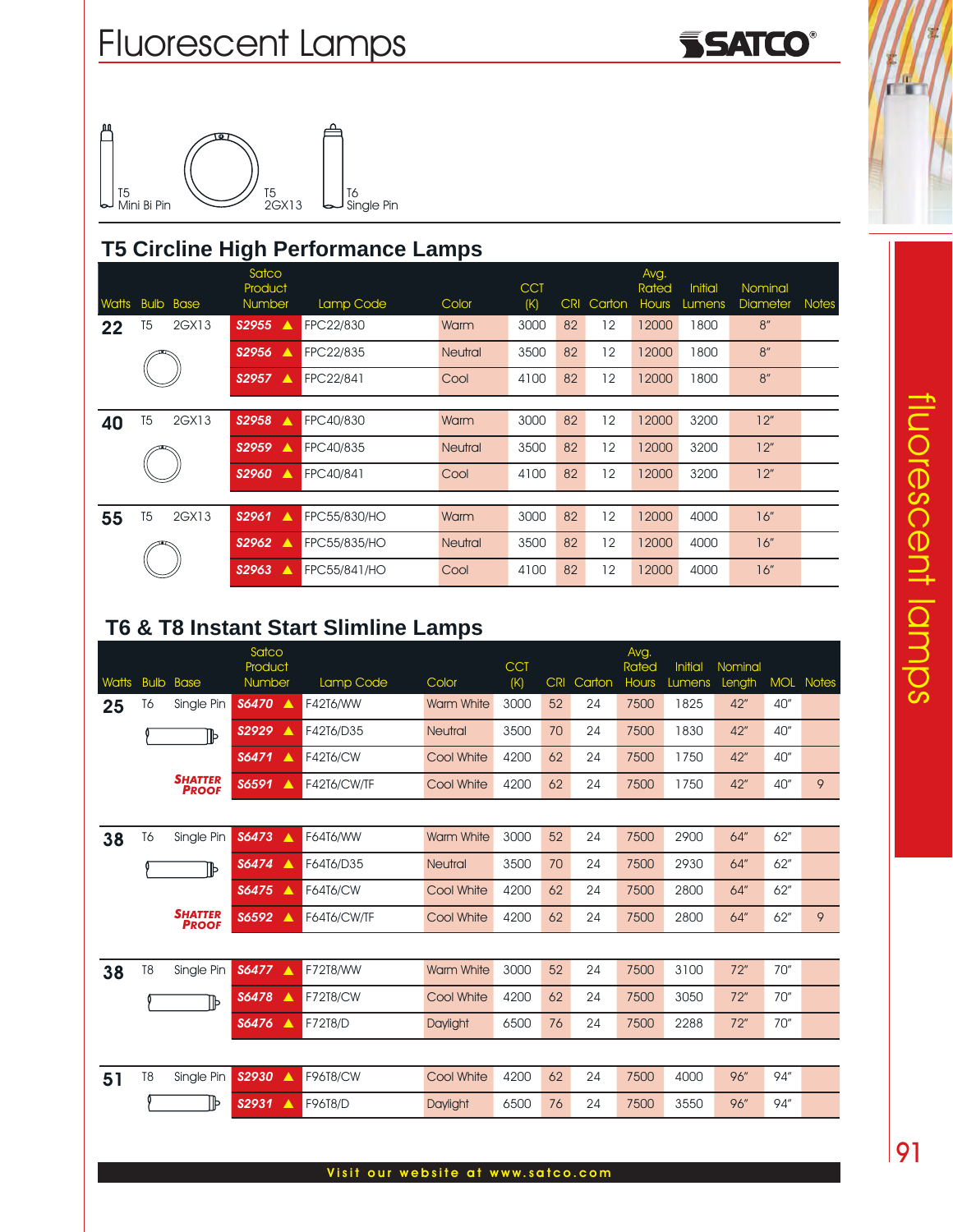# Fluorescent Lamps

T5 Mini Bi Pin — T5 2GX13 — T6 Single Pin

## T5 Circline High Performance Lamps

| Watts | Bulb | Base | Satco Product Number | Lamp Code | Color | CCT (K) | CRI | Carton | Avg. Rated Hours | Initial Lumens | Nominal Diameter | Notes |
|---|---|---|---|---|---|---|---|---|---|---|---|---|
| 22 | T5 | 2GX13 | S2955 ▲ | FPC22/830 | Warm | 3000 | 82 | 12 | 12000 | 1800 | 8" | |
| | | | S2956 ▲ | FPC22/835 | Neutral | 3500 | 82 | 12 | 12000 | 1800 | 8" | |
| | | | S2957 ▲ | FPC22/841 | Cool | 4100 | 82 | 12 | 12000 | 1800 | 8" | |
| 40 | T5 | 2GX13 | S2958 ▲ | FPC40/830 | Warm | 3000 | 82 | 12 | 12000 | 3200 | 12" | |
| | | | S2959 ▲ | FPC40/835 | Neutral | 3500 | 82 | 12 | 12000 | 3200 | 12" | |
| | | | S2960 ▲ | FPC40/841 | Cool | 4100 | 82 | 12 | 12000 | 3200 | 12" | |
| 55 | T5 | 2GX13 | S2961 ▲ | FPC55/830/HO | Warm | 3000 | 82 | 12 | 12000 | 4000 | 16" | |
| | | | S2962 ▲ | FPC55/835/HO | Neutral | 3500 | 82 | 12 | 12000 | 4000 | 16" | |
| | | | S2963 ▲ | FPC55/841/HO | Cool | 4100 | 82 | 12 | 12000 | 4000 | 16" | |

## T6 & T8 Instant Start Slimline Lamps

| Watts | Bulb | Base | Satco Product Number | Lamp Code | Color | CCT (K) | CRI | Carton | Avg. Rated Hours | Initial Lumens | Nominal Length | MOL | Notes |
|---|---|---|---|---|---|---|---|---|---|---|---|---|---|
| 25 | T6 | Single Pin | S6470 ▲ | F42T6/WW | Warm White | 3000 | 52 | 24 | 7500 | 1825 | 42" | 40" | |
| | | | S2929 ▲ | F42T6/D35 | Neutral | 3500 | 70 | 24 | 7500 | 1830 | 42" | 40" | |
| | | | S6471 ▲ | F42T6/CW | Cool White | 4200 | 62 | 24 | 7500 | 1750 | 42" | 40" | |
| | | SHATTER PROOF | S6591 ▲ | F42T6/CW/TF | Cool White | 4200 | 62 | 24 | 7500 | 1750 | 42" | 40" | 9 |
| 38 | T6 | Single Pin | S6473 ▲ | F64T6/WW | Warm White | 3000 | 52 | 24 | 7500 | 2900 | 64" | 62" | |
| | | | S6474 ▲ | F64T6/D35 | Neutral | 3500 | 70 | 24 | 7500 | 2930 | 64" | 62" | |
| | | | S6475 ▲ | F64T6/CW | Cool White | 4200 | 62 | 24 | 7500 | 2800 | 64" | 62" | |
| | | SHATTER PROOF | S6592 ▲ | F64T6/CW/TF | Cool White | 4200 | 62 | 24 | 7500 | 2800 | 64" | 62" | 9 |
| 38 | T8 | Single Pin | S6477 ▲ | F72T8/WW | Warm White | 3000 | 52 | 24 | 7500 | 3100 | 72" | 70" | |
| | | | S6478 ▲ | F72T8/CW | Cool White | 4200 | 62 | 24 | 7500 | 3050 | 72" | 70" | |
| | | | S6476 ▲ | F72T8/D | Daylight | 6500 | 76 | 24 | 7500 | 2288 | 72" | 70" | |
| 51 | T8 | Single Pin | S2930 ▲ | F96T8/CW | Cool White | 4200 | 62 | 24 | 7500 | 4000 | 96" | 94" | |
| | | | S2931 ▲ | F96T8/D | Daylight | 6500 | 76 | 24 | 7500 | 3550 | 96" | 94" | |

Visit our website at www.satco.com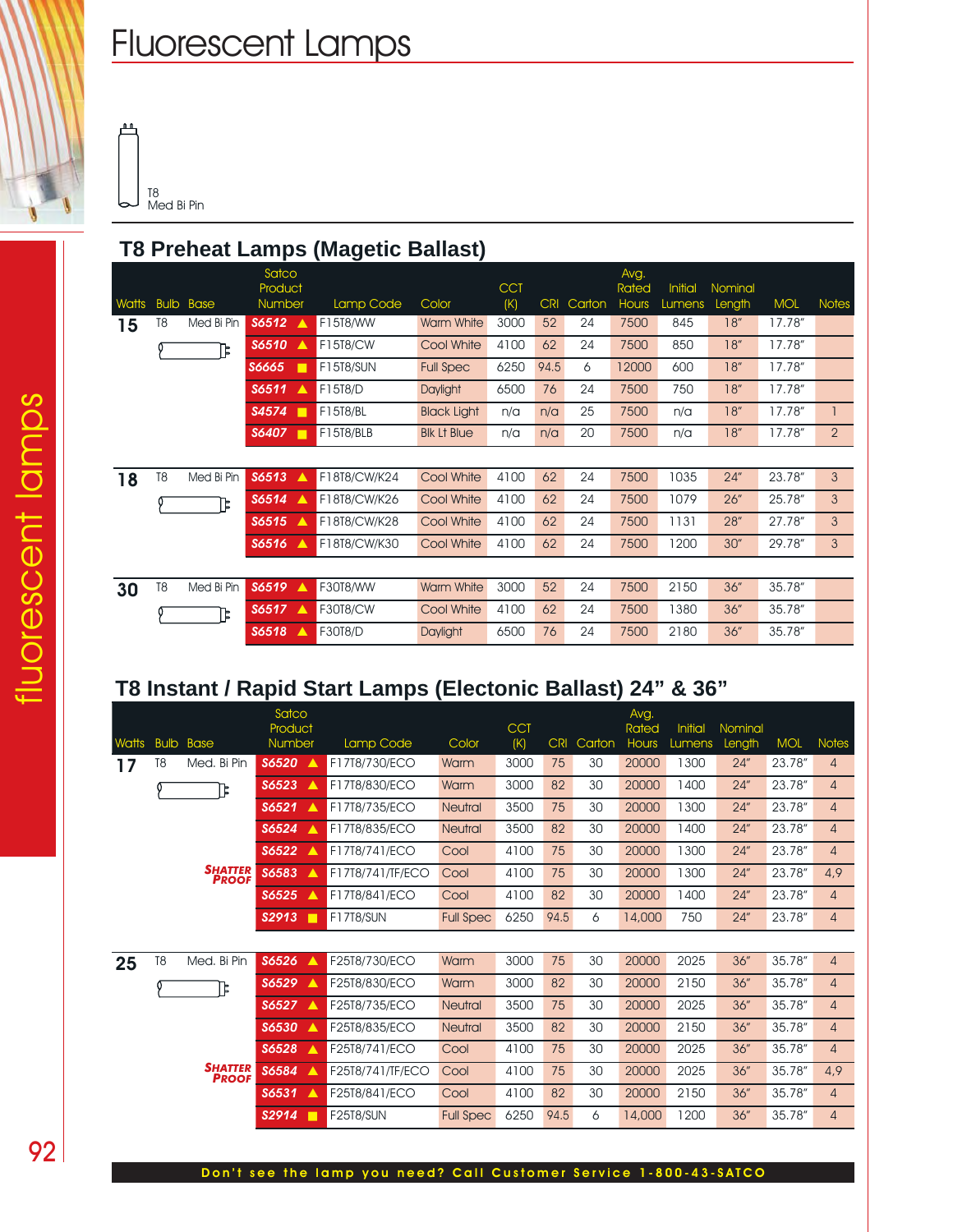# Fluorescent Lamps

T8
Med Bi Pin

## T8 Preheat Lamps (Magetic Ballast)

| Watts | Bulb | Base | Satco Product Number | Lamp Code | Color | CCT (K) | CRI | Carton | Avg. Rated Hours | Initial Lumens | Nominal Length | MOL | Notes |
|---|---|---|---|---|---|---|---|---|---|---|---|---|---|
| 15 | T8 | Med Bi Pin | S6512 ▲ | F15T8/WW | Warm White | 3000 | 52 | 24 | 7500 | 845 | 18" | 17.78" | |
| | | | S6510 ▲ | F15T8/CW | Cool White | 4100 | 62 | 24 | 7500 | 850 | 18" | 17.78" | |
| | | | S6665 ■ | F15T8/SUN | Full Spec | 6250 | 94.5 | 6 | 12000 | 600 | 18" | 17.78" | |
| | | | S6511 ▲ | F15T8/D | Daylight | 6500 | 76 | 24 | 7500 | 750 | 18" | 17.78" | |
| | | | S4574 ■ | F15T8/BL | Black Light | n/a | n/a | 25 | 7500 | n/a | 18" | 17.78" | 1 |
| | | | S6407 ■ | F15T8/BLB | Blk Lt Blue | n/a | n/a | 20 | 7500 | n/a | 18" | 17.78" | 2 |
| 18 | T8 | Med Bi Pin | S6513 ▲ | F18T8/CW/K24 | Cool White | 4100 | 62 | 24 | 7500 | 1035 | 24" | 23.78" | 3 |
| | | | S6514 ▲ | F18T8/CW/K26 | Cool White | 4100 | 62 | 24 | 7500 | 1079 | 26" | 25.78" | 3 |
| | | | S6515 ▲ | F18T8/CW/K28 | Cool White | 4100 | 62 | 24 | 7500 | 1131 | 28" | 27.78" | 3 |
| | | | S6516 ▲ | F18T8/CW/K30 | Cool White | 4100 | 62 | 24 | 7500 | 1200 | 30" | 29.78" | 3 |
| 30 | T8 | Med Bi Pin | S6519 ▲ | F30T8/WW | Warm White | 3000 | 52 | 24 | 7500 | 2150 | 36" | 35.78" | |
| | | | S6517 ▲ | F30T8/CW | Cool White | 4100 | 62 | 24 | 7500 | 1380 | 36" | 35.78" | |
| | | | S6518 ▲ | F30T8/D | Daylight | 6500 | 76 | 24 | 7500 | 2180 | 36" | 35.78" | |

## T8 Instant / Rapid Start Lamps (Electonic Ballast) 24" & 36"

| Watts | Bulb | Base | Satco Product Number | Lamp Code | Color | CCT (K) | CRI | Carton | Avg. Rated Hours | Initial Lumens | Nominal Length | MOL | Notes |
|---|---|---|---|---|---|---|---|---|---|---|---|---|---|
| 17 | T8 | Med. Bi Pin | S6520 ▲ | F17T8/730/ECO | Warm | 3000 | 75 | 30 | 20000 | 1300 | 24" | 23.78" | 4 |
| | | | S6523 ▲ | F17T8/830/ECO | Warm | 3000 | 82 | 30 | 20000 | 1400 | 24" | 23.78" | 4 |
| | | | S6521 ▲ | F17T8/735/ECO | Neutral | 3500 | 75 | 30 | 20000 | 1300 | 24" | 23.78" | 4 |
| | | | S6524 ▲ | F17T8/835/ECO | Neutral | 3500 | 82 | 30 | 20000 | 1400 | 24" | 23.78" | 4 |
| | | | S6522 ▲ | F17T8/741/ECO | Cool | 4100 | 75 | 30 | 20000 | 1300 | 24" | 23.78" | 4 |
| | | SHATTER PROOF | S6583 ▲ | F17T8/741/TF/ECO | Cool | 4100 | 75 | 30 | 20000 | 1300 | 24" | 23.78" | 4,9 |
| | | | S6525 ▲ | F17T8/841/ECO | Cool | 4100 | 82 | 30 | 20000 | 1400 | 24" | 23.78" | 4 |
| | | | S2913 ■ | F17T8/SUN | Full Spec | 6250 | 94.5 | 6 | 14,000 | 750 | 24" | 23.78" | 4 |
| 25 | T8 | Med. Bi Pin | S6526 ▲ | F25T8/730/ECO | Warm | 3000 | 75 | 30 | 20000 | 2025 | 36" | 35.78" | 4 |
| | | | S6529 ▲ | F25T8/830/ECO | Warm | 3000 | 82 | 30 | 20000 | 2150 | 36" | 35.78" | 4 |
| | | | S6527 ▲ | F25T8/735/ECO | Neutral | 3500 | 75 | 30 | 20000 | 2025 | 36" | 35.78" | 4 |
| | | | S6530 ▲ | F25T8/835/ECO | Neutral | 3500 | 82 | 30 | 20000 | 2150 | 36" | 35.78" | 4 |
| | | | S6528 ▲ | F25T8/741/ECO | Cool | 4100 | 75 | 30 | 20000 | 2025 | 36" | 35.78" | 4 |
| | | SHATTER PROOF | S6584 ▲ | F25T8/741/TF/ECO | Cool | 4100 | 75 | 30 | 20000 | 2025 | 36" | 35.78" | 4,9 |
| | | | S6531 ▲ | F25T8/841/ECO | Cool | 4100 | 82 | 30 | 20000 | 2150 | 36" | 35.78" | 4 |
| | | | S2914 ■ | F25T8/SUN | Full Spec | 6250 | 94.5 | 6 | 14,000 | 1200 | 36" | 35.78" | 4 |

**Don't see the lamp you need? Call Customer Service 1-800-43-SATCO**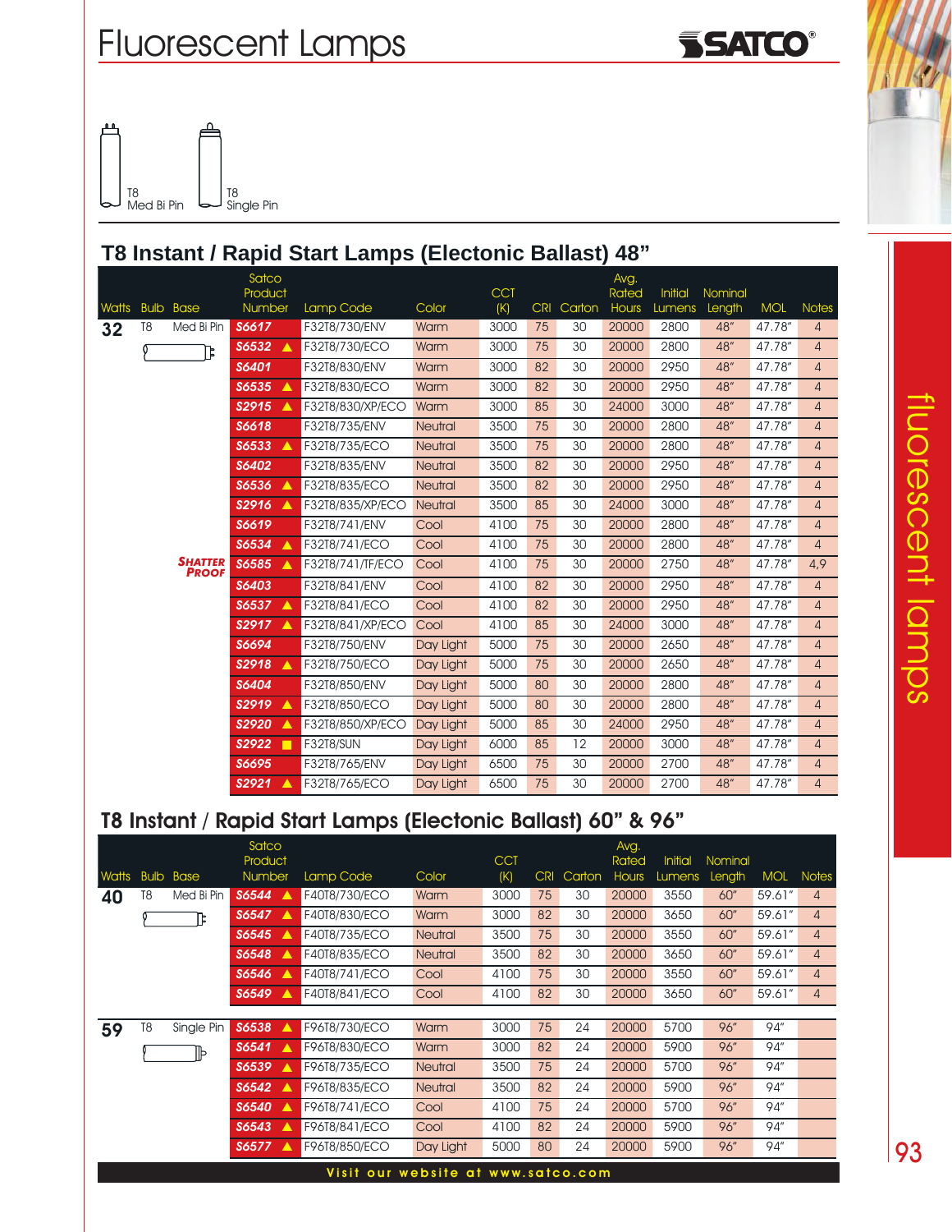# Fluorescent Lamps

T8 Med Bi Pin    T8 Single Pin

## T8 Instant / Rapid Start Lamps (Electonic Ballast) 48"

| Watts | Bulb | Base | Satco Product Number | Lamp Code | Color | CCT (K) | CRI | Carton | Avg. Rated Hours | Initial Lumens | Nominal Length | MOL | Notes |
|---|---|---|---|---|---|---|---|---|---|---|---|---|---|
| 32 | T8 | Med Bi Pin | S6617 | F32T8/730/ENV | Warm | 3000 | 75 | 30 | 20000 | 2800 | 48" | 47.78" | 4 |
| | | | S6532 ▲ | F32T8/730/ECO | Warm | 3000 | 75 | 30 | 20000 | 2800 | 48" | 47.78" | 4 |
| | | | S6401 | F32T8/830/ENV | Warm | 3000 | 82 | 30 | 20000 | 2950 | 48" | 47.78" | 4 |
| | | | S6535 ▲ | F32T8/830/ECO | Warm | 3000 | 82 | 30 | 20000 | 2950 | 48" | 47.78" | 4 |
| | | | S2915 ▲ | F32T8/830/XP/ECO | Warm | 3000 | 85 | 30 | 24000 | 3000 | 48" | 47.78" | 4 |
| | | | S6618 | F32T8/735/ENV | Neutral | 3500 | 75 | 30 | 20000 | 2800 | 48" | 47.78" | 4 |
| | | | S6533 ▲ | F32T8/735/ECO | Neutral | 3500 | 75 | 30 | 20000 | 2800 | 48" | 47.78" | 4 |
| | | | S6402 | F32T8/835/ENV | Neutral | 3500 | 82 | 30 | 20000 | 2950 | 48" | 47.78" | 4 |
| | | | S6536 ▲ | F32T8/835/ECO | Neutral | 3500 | 82 | 30 | 20000 | 2950 | 48" | 47.78" | 4 |
| | | | S2916 ▲ | F32T8/835/XP/ECO | Neutral | 3500 | 85 | 30 | 24000 | 3000 | 48" | 47.78" | 4 |
| | | | S6619 | F32T8/741/ENV | Cool | 4100 | 75 | 30 | 20000 | 2800 | 48" | 47.78" | 4 |
| | | | S6534 ▲ | F32T8/741/ECO | Cool | 4100 | 75 | 30 | 20000 | 2800 | 48" | 47.78" | 4 |
| | | SHATTER PROOF | S6585 ▲ | F32T8/741/TF/ECO | Cool | 4100 | 75 | 30 | 20000 | 2750 | 48" | 47.78" | 4,9 |
| | | | S6403 | F32T8/841/ENV | Cool | 4100 | 82 | 30 | 20000 | 2950 | 48" | 47.78" | 4 |
| | | | S6537 ▲ | F32T8/841/ECO | Cool | 4100 | 82 | 30 | 20000 | 2950 | 48" | 47.78" | 4 |
| | | | S2917 ▲ | F32T8/841/XP/ECO | Cool | 4100 | 85 | 30 | 24000 | 3000 | 48" | 47.78" | 4 |
| | | | S6694 | F32T8/750/ENV | Day Light | 5000 | 75 | 30 | 20000 | 2650 | 48" | 47.78" | 4 |
| | | | S2918 ▲ | F32T8/750/ECO | Day Light | 5000 | 75 | 30 | 20000 | 2650 | 48" | 47.78" | 4 |
| | | | S6404 | F32T8/850/ENV | Day Light | 5000 | 80 | 30 | 20000 | 2800 | 48" | 47.78" | 4 |
| | | | S2919 ▲ | F32T8/850/ECO | Day Light | 5000 | 80 | 30 | 20000 | 2800 | 48" | 47.78" | 4 |
| | | | S2920 ▲ | F32T8/850/XP/ECO | Day Light | 5000 | 85 | 30 | 24000 | 2950 | 48" | 47.78" | 4 |
| | | | S2922 ■ | F32T8/SUN | Day Light | 6000 | 85 | 12 | 20000 | 3000 | 48" | 47.78" | 4 |
| | | | S6695 | F32T8/765/ENV | Day Light | 6500 | 75 | 30 | 20000 | 2700 | 48" | 47.78" | 4 |
| | | | S2921 ▲ | F32T8/765/ECO | Day Light | 6500 | 75 | 30 | 20000 | 2700 | 48" | 47.78" | 4 |

## T8 Instant / Rapid Start Lamps (Electonic Ballast) 60" & 96"

| Watts | Bulb | Base | Satco Product Number | Lamp Code | Color | CCT (K) | CRI | Carton | Avg. Rated Hours | Initial Lumens | Nominal Length | MOL | Notes |
|---|---|---|---|---|---|---|---|---|---|---|---|---|---|
| 40 | T8 | Med Bi Pin | S6544 ▲ | F40T8/730/ECO | Warm | 3000 | 75 | 30 | 20000 | 3550 | 60" | 59.61" | 4 |
| | | | S6547 ▲ | F40T8/830/ECO | Warm | 3000 | 82 | 30 | 20000 | 3650 | 60" | 59.61" | 4 |
| | | | S6545 ▲ | F40T8/735/ECO | Neutral | 3500 | 75 | 30 | 20000 | 3550 | 60" | 59.61" | 4 |
| | | | S6548 ▲ | F40T8/835/ECO | Neutral | 3500 | 82 | 30 | 20000 | 3650 | 60" | 59.61" | 4 |
| | | | S6546 ▲ | F40T8/741/ECO | Cool | 4100 | 75 | 30 | 20000 | 3550 | 60" | 59.61" | 4 |
| | | | S6549 ▲ | F40T8/841/ECO | Cool | 4100 | 82 | 30 | 20000 | 3650 | 60" | 59.61" | 4 |
| 59 | T8 | Single Pin | S6538 ▲ | F96T8/730/ECO | Warm | 3000 | 75 | 24 | 20000 | 5700 | 96" | 94" | |
| | | | S6541 ▲ | F96T8/830/ECO | Warm | 3000 | 82 | 24 | 20000 | 5900 | 96" | 94" | |
| | | | S6539 ▲ | F96T8/735/ECO | Neutral | 3500 | 75 | 24 | 20000 | 5700 | 96" | 94" | |
| | | | S6542 ▲ | F96T8/835/ECO | Neutral | 3500 | 82 | 24 | 20000 | 5900 | 96" | 94" | |
| | | | S6540 ▲ | F96T8/741/ECO | Cool | 4100 | 75 | 24 | 20000 | 5700 | 96" | 94" | |
| | | | S6543 ▲ | F96T8/841/ECO | Cool | 4100 | 82 | 24 | 20000 | 5900 | 96" | 94" | |
| | | | S6577 ▲ | F96T8/850/ECO | Day Light | 5000 | 80 | 24 | 20000 | 5900 | 96" | 94" | |

Visit our website at www.satco.com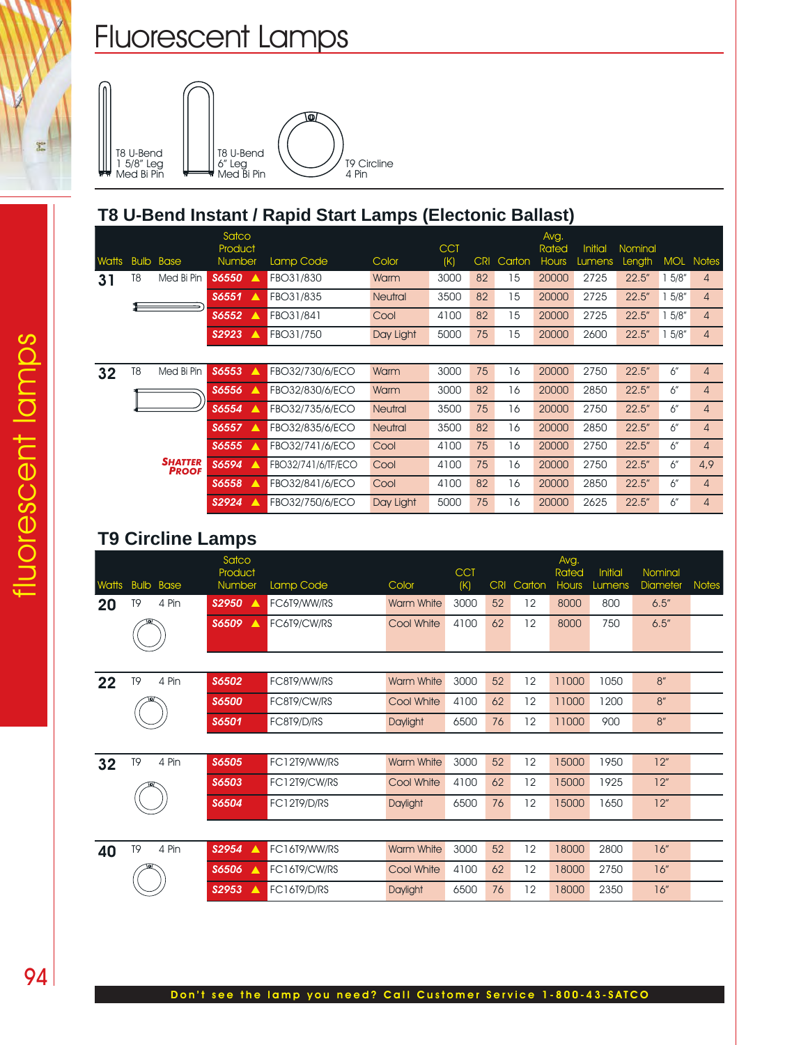# Fluorescent Lamps

T8 U-Bend 1 5/8" Leg Med Bi Pin

T8 U-Bend 6" Leg Med Bi Pin

T9 Circline 4 Pin

## T8 U-Bend Instant / Rapid Start Lamps (Electonic Ballast)

| Watts | Bulb | Base | Satco Product Number | Lamp Code | Color | CCT (K) | CRI | Carton | Avg. Rated Hours | Initial Lumens | Nominal Length | MOL | Notes |
|---|---|---|---|---|---|---|---|---|---|---|---|---|---|
| 31 | T8 | Med Bi Pin | S6550 ▲ | FBO31/830 | Warm | 3000 | 82 | 15 | 20000 | 2725 | 22.5" | 1 5/8" | 4 |
| | | | S6551 ▲ | FBO31/835 | Neutral | 3500 | 82 | 15 | 20000 | 2725 | 22.5" | 1 5/8" | 4 |
| | | | S6552 ▲ | FBO31/841 | Cool | 4100 | 82 | 15 | 20000 | 2725 | 22.5" | 1 5/8" | 4 |
| | | | S2923 ▲ | FBO31/750 | Day Light | 5000 | 75 | 15 | 20000 | 2600 | 22.5" | 1 5/8" | 4 |
| 32 | T8 | Med Bi Pin | S6553 ▲ | FBO32/730/6/ECO | Warm | 3000 | 75 | 16 | 20000 | 2750 | 22.5" | 6" | 4 |
| | | | S6556 ▲ | FBO32/830/6/ECO | Warm | 3000 | 82 | 16 | 20000 | 2850 | 22.5" | 6" | 4 |
| | | | S6554 ▲ | FBO32/735/6/ECO | Neutral | 3500 | 75 | 16 | 20000 | 2750 | 22.5" | 6" | 4 |
| | | | S6557 ▲ | FBO32/835/6/ECO | Neutral | 3500 | 82 | 16 | 20000 | 2850 | 22.5" | 6" | 4 |
| | | | S6555 ▲ | FBO32/741/6/ECO | Cool | 4100 | 75 | 16 | 20000 | 2750 | 22.5" | 6" | 4 |
| | | SHATTER PROOF | S6594 ▲ | FBO32/741/6/TF/ECO | Cool | 4100 | 75 | 16 | 20000 | 2750 | 22.5" | 6" | 4,9 |
| | | | S6558 ▲ | FBO32/841/6/ECO | Cool | 4100 | 82 | 16 | 20000 | 2850 | 22.5" | 6" | 4 |
| | | | S2924 ▲ | FBO32/750/6/ECO | Day Light | 5000 | 75 | 16 | 20000 | 2625 | 22.5" | 6" | 4 |

## T9 Circline Lamps

| Watts | Bulb | Base | Satco Product Number | Lamp Code | Color | CCT (K) | CRI | Carton | Avg. Rated Hours | Initial Lumens | Nominal Diameter | Notes |
|---|---|---|---|---|---|---|---|---|---|---|---|---|
| 20 | T9 | 4 Pin | S2950 ▲ | FC6T9/WW/RS | Warm White | 3000 | 52 | 12 | 8000 | 800 | 6.5" | |
| | | | S6509 ▲ | FC6T9/CW/RS | Cool White | 4100 | 62 | 12 | 8000 | 750 | 6.5" | |
| 22 | T9 | 4 Pin | S6502 | FC8T9/WW/RS | Warm White | 3000 | 52 | 12 | 11000 | 1050 | 8" | |
| | | | S6500 | FC8T9/CW/RS | Cool White | 4100 | 62 | 12 | 11000 | 1200 | 8" | |
| | | | S6501 | FC8T9/D/RS | Daylight | 6500 | 76 | 12 | 11000 | 900 | 8" | |
| 32 | T9 | 4 Pin | S6505 | FC12T9/WW/RS | Warm White | 3000 | 52 | 12 | 15000 | 1950 | 12" | |
| | | | S6503 | FC12T9/CW/RS | Cool White | 4100 | 62 | 12 | 15000 | 1925 | 12" | |
| | | | S6504 | FC12T9/D/RS | Daylight | 6500 | 76 | 12 | 15000 | 1650 | 12" | |
| 40 | T9 | 4 Pin | S2954 ▲ | FC16T9/WW/RS | Warm White | 3000 | 52 | 12 | 18000 | 2800 | 16" | |
| | | | S6506 ▲ | FC16T9/CW/RS | Cool White | 4100 | 62 | 12 | 18000 | 2750 | 16" | |
| | | | S2953 ▲ | FC16T9/D/RS | Daylight | 6500 | 76 | 12 | 18000 | 2350 | 16" | |

**Don't see the lamp you need? Call Customer Service 1-800-43-SATCO**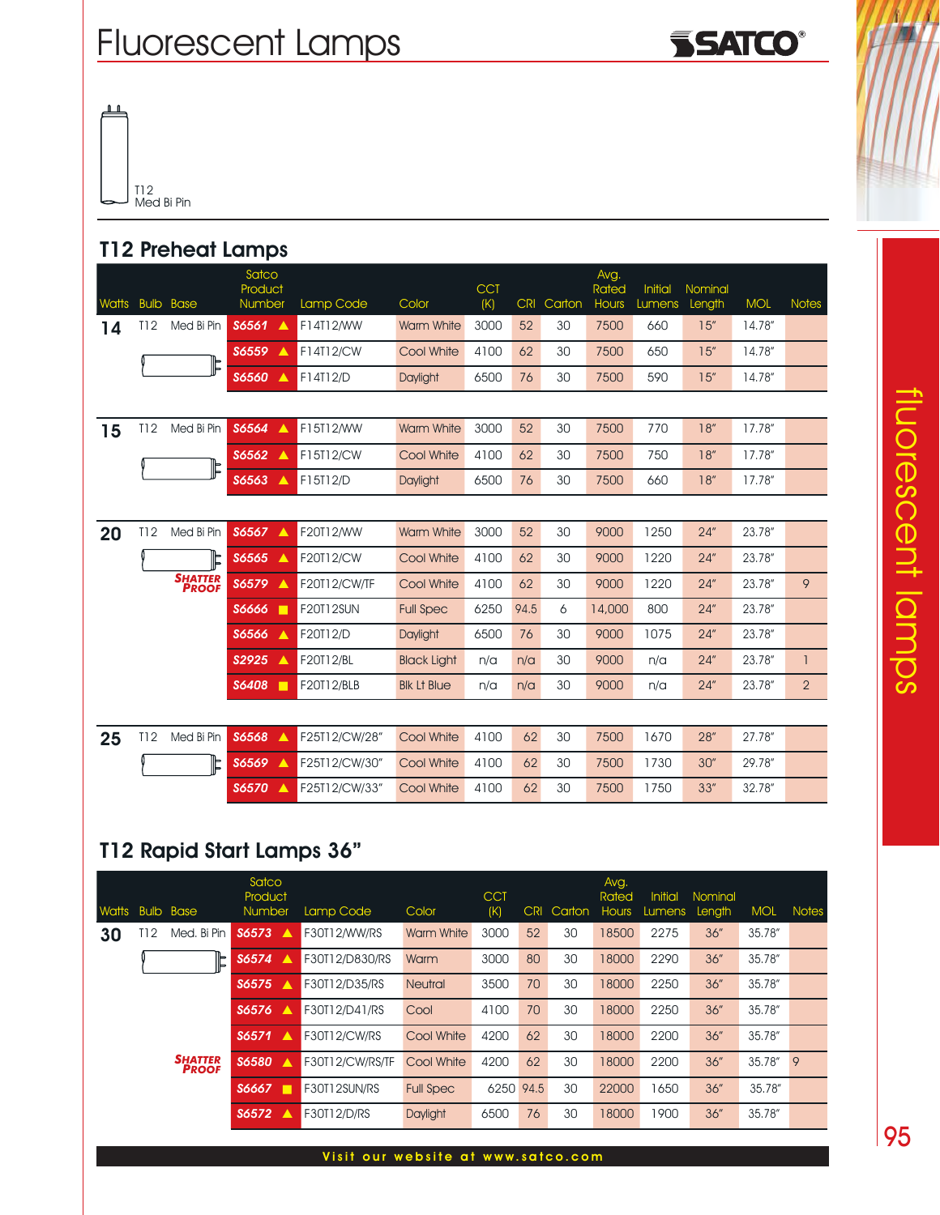# Fluorescent Lamps

T12
Med Bi Pin

## T12 Preheat Lamps

| Watts | Bulb | Base | Satco Product Number | Lamp Code | Color | CCT (K) | CRI | Carton | Avg. Rated Hours | Initial Lumens | Nominal Length | MOL | Notes |
|---|---|---|---|---|---|---|---|---|---|---|---|---|---|
| **14** | T12 | Med Bi Pin | **S6561** ▲ | F14T12/WW | Warm White | 3000 | 52 | 30 | 7500 | 660 | 15" | 14.78" | |
| | | | **S6559** ▲ | F14T12/CW | Cool White | 4100 | 62 | 30 | 7500 | 650 | 15" | 14.78" | |
| | | | **S6560** ▲ | F14T12/D | Daylight | 6500 | 76 | 30 | 7500 | 590 | 15" | 14.78" | |
| **15** | T12 | Med Bi Pin | **S6564** ▲ | F15T12/WW | Warm White | 3000 | 52 | 30 | 7500 | 770 | 18" | 17.78" | |
| | | | **S6562** ▲ | F15T12/CW | Cool White | 4100 | 62 | 30 | 7500 | 750 | 18" | 17.78" | |
| | | | **S6563** ▲ | F15T12/D | Daylight | 6500 | 76 | 30 | 7500 | 660 | 18" | 17.78" | |
| **20** | T12 | Med Bi Pin | **S6567** ▲ | F20T12/WW | Warm White | 3000 | 52 | 30 | 9000 | 1250 | 24" | 23.78" | |
| | | | **S6565** ▲ | F20T12/CW | Cool White | 4100 | 62 | 30 | 9000 | 1220 | 24" | 23.78" | |
| | | SHATTER PROOF | **S6579** ▲ | F20T12/CW/TF | Cool White | 4100 | 62 | 30 | 9000 | 1220 | 24" | 23.78" | 9 |
| | | | **S6666** ■ | F20T12SUN | Full Spec | 6250 | 94.5 | 6 | 14,000 | 800 | 24" | 23.78" | |
| | | | **S6566** ▲ | F20T12/D | Daylight | 6500 | 76 | 30 | 9000 | 1075 | 24" | 23.78" | |
| | | | **S2925** ▲ | F20T12/BL | Black Light | n/a | n/a | 30 | 9000 | n/a | 24" | 23.78" | 1 |
| | | | **S6408** ■ | F20T12/BLB | Blk Lt Blue | n/a | n/a | 30 | 9000 | n/a | 24" | 23.78" | 2 |
| **25** | T12 | Med Bi Pin | **S6568** ▲ | F25T12/CW/28" | Cool White | 4100 | 62 | 30 | 7500 | 1670 | 28" | 27.78" | |
| | | | **S6569** ▲ | F25T12/CW/30" | Cool White | 4100 | 62 | 30 | 7500 | 1730 | 30" | 29.78" | |
| | | | **S6570** ▲ | F25T12/CW/33" | Cool White | 4100 | 62 | 30 | 7500 | 1750 | 33" | 32.78" | |

## T12 Rapid Start Lamps 36"

| Watts | Bulb | Base | Satco Product Number | Lamp Code | Color | CCT (K) | CRI | Carton | Avg. Rated Hours | Initial Lumens | Nominal Length | MOL | Notes |
|---|---|---|---|---|---|---|---|---|---|---|---|---|---|
| **30** | T12 | Med. Bi Pin | **S6573** ▲ | F30T12/WW/RS | Warm White | 3000 | 52 | 30 | 18500 | 2275 | 36" | 35.78" | |
| | | | **S6574** ▲ | F30T12/D830/RS | Warm | 3000 | 80 | 30 | 18000 | 2290 | 36" | 35.78" | |
| | | | **S6575** ▲ | F30T12/D35/RS | Neutral | 3500 | 70 | 30 | 18000 | 2250 | 36" | 35.78" | |
| | | | **S6576** ▲ | F30T12/D41/RS | Cool | 4100 | 70 | 30 | 18000 | 2250 | 36" | 35.78" | |
| | | | **S6571** ▲ | F30T12/CW/RS | Cool White | 4200 | 62 | 30 | 18000 | 2200 | 36" | 35.78" | |
| | | SHATTER PROOF | **S6580** ▲ | F30T12/CW/RS/TF | Cool White | 4200 | 62 | 30 | 18000 | 2200 | 36" | 35.78" | 9 |
| | | | **S6667** ■ | F30T12SUN/RS | Full Spec | 6250 | 94.5 | 30 | 22000 | 1650 | 36" | 35.78" | |
| | | | **S6572** ▲ | F30T12/D/RS | Daylight | 6500 | 76 | 30 | 18000 | 1900 | 36" | 35.78" | |

fluorescent lamps

Visit our website at www.satco.com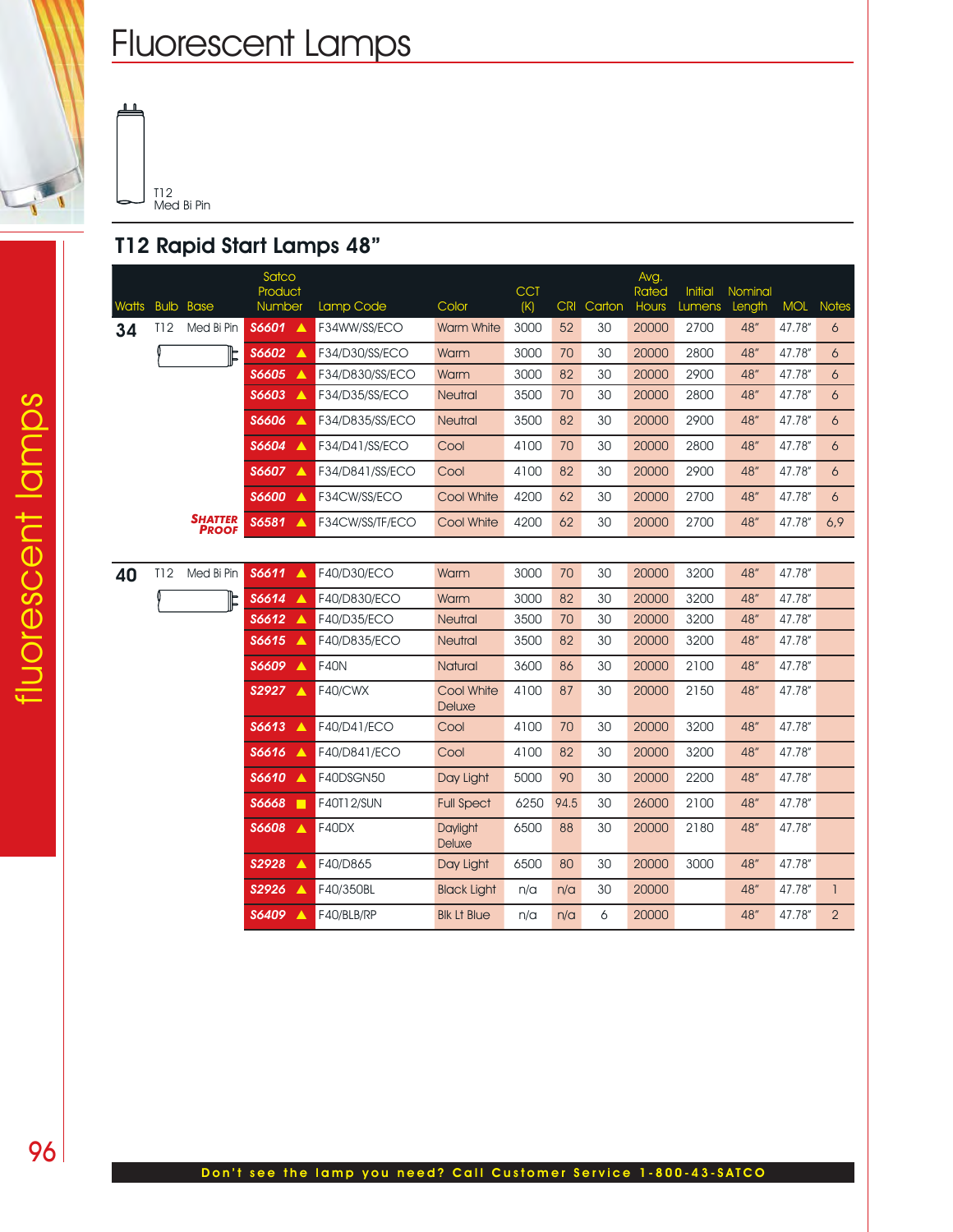# Fluorescent Lamps

T12
Med Bi Pin

## T12 Rapid Start Lamps 48"

| Watts | Bulb | Base | Satco Product Number | Lamp Code | Color | CCT (K) | CRI | Carton | Avg. Rated Hours | Initial Lumens | Nominal Length | MOL | Notes |
|---|---|---|---|---|---|---|---|---|---|---|---|---|---|
| 34 | T12 | Med Bi Pin | S6601 ▲ | F34WW/SS/ECO | Warm White | 3000 | 52 | 30 | 20000 | 2700 | 48" | 47.78" | 6 |
| | | | S6602 ▲ | F34/D30/SS/ECO | Warm | 3000 | 70 | 30 | 20000 | 2800 | 48" | 47.78" | 6 |
| | | | S6605 ▲ | F34/D830/SS/ECO | Warm | 3000 | 82 | 30 | 20000 | 2900 | 48" | 47.78" | 6 |
| | | | S6603 ▲ | F34/D35/SS/ECO | Neutral | 3500 | 70 | 30 | 20000 | 2800 | 48" | 47.78" | 6 |
| | | | S6606 ▲ | F34/D835/SS/ECO | Neutral | 3500 | 82 | 30 | 20000 | 2900 | 48" | 47.78" | 6 |
| | | | S6604 ▲ | F34/D41/SS/ECO | Cool | 4100 | 70 | 30 | 20000 | 2800 | 48" | 47.78" | 6 |
| | | | S6607 ▲ | F34/D841/SS/ECO | Cool | 4100 | 82 | 30 | 20000 | 2900 | 48" | 47.78" | 6 |
| | | | S6600 ▲ | F34CW/SS/ECO | Cool White | 4200 | 62 | 30 | 20000 | 2700 | 48" | 47.78" | 6 |
| | | SHATTER PROOF | S6581 ▲ | F34CW/SS/TF/ECO | Cool White | 4200 | 62 | 30 | 20000 | 2700 | 48" | 47.78" | 6,9 |
| 40 | T12 | Med Bi Pin | S6611 ▲ | F40/D30/ECO | Warm | 3000 | 70 | 30 | 20000 | 3200 | 48" | 47.78" | |
| | | | S6614 ▲ | F40/D830/ECO | Warm | 3000 | 82 | 30 | 20000 | 3200 | 48" | 47.78" | |
| | | | S6612 ▲ | F40/D35/ECO | Neutral | 3500 | 70 | 30 | 20000 | 3200 | 48" | 47.78" | |
| | | | S6615 ▲ | F40/D835/ECO | Neutral | 3500 | 82 | 30 | 20000 | 3200 | 48" | 47.78" | |
| | | | S6609 ▲ | F40N | Natural | 3600 | 86 | 30 | 20000 | 2100 | 48" | 47.78" | |
| | | | S2927 ▲ | F40/CWX | Cool White Deluxe | 4100 | 87 | 30 | 20000 | 2150 | 48" | 47.78" | |
| | | | S6613 ▲ | F40/D41/ECO | Cool | 4100 | 70 | 30 | 20000 | 3200 | 48" | 47.78" | |
| | | | S6616 ▲ | F40/D841/ECO | Cool | 4100 | 82 | 30 | 20000 | 3200 | 48" | 47.78" | |
| | | | S6610 ▲ | F40DSGN50 | Day Light | 5000 | 90 | 30 | 20000 | 2200 | 48" | 47.78" | |
| | | | S6668 ■ | F40T12/SUN | Full Spect | 6250 | 94.5 | 30 | 26000 | 2100 | 48" | 47.78" | |
| | | | S6608 ▲ | F40DX | Daylight Deluxe | 6500 | 88 | 30 | 20000 | 2180 | 48" | 47.78" | |
| | | | S2928 ▲ | F40/D865 | Day Light | 6500 | 80 | 30 | 20000 | 3000 | 48" | 47.78" | |
| | | | S2926 ▲ | F40/350BL | Black Light | n/a | n/a | 30 | 20000 | | 48" | 47.78" | 1 |
| | | | S6409 ▲ | F40/BLB/RP | Blk Lt Blue | n/a | n/a | 6 | 20000 | | 48" | 47.78" | 2 |

Don't see the lamp you need? Call Customer Service 1-800-43-SATCO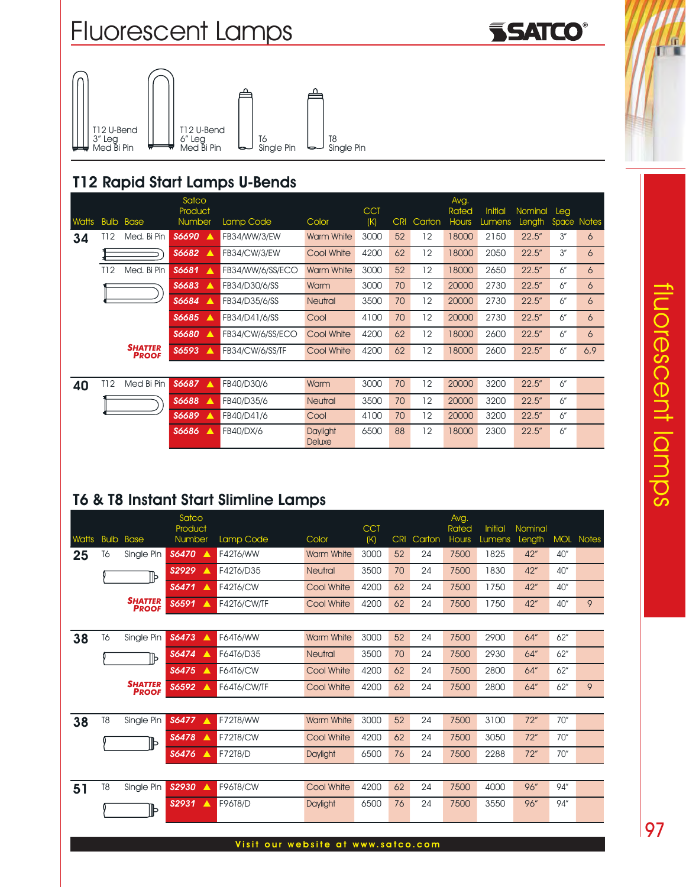# Fluorescent Lamps

T12 U-Bend 3" Leg Med Bi Pin | T12 U-Bend 6" Leg Med Bi Pin | T6 Single Pin | T8 Single Pin

## T12 Rapid Start Lamps U-Bends

| Watts | Bulb | Base | Satco Product Number | Lamp Code | Color | CCT (K) | CRI | Carton | Avg. Rated Hours | Initial Lumens | Nominal Length | Leg Space | Notes |
|---|---|---|---|---|---|---|---|---|---|---|---|---|---|
| 34 | T12 | Med. Bi Pin | S6690 ▲ | FB34/WW/3/EW | Warm White | 3000 | 52 | 12 | 18000 | 2150 | 22.5" | 3" | 6 |
| | | | S6682 ▲ | FB34/CW/3/EW | Cool White | 4200 | 62 | 12 | 18000 | 2050 | 22.5" | 3" | 6 |
| | T12 | Med. Bi Pin | S6681 ▲ | FB34/WW/6/SS/ECO | Warm White | 3000 | 52 | 12 | 18000 | 2650 | 22.5" | 6" | 6 |
| | | | S6683 ▲ | FB34/D30/6/SS | Warm | 3000 | 70 | 12 | 20000 | 2730 | 22.5" | 6" | 6 |
| | | | S6684 ▲ | FB34/D35/6/SS | Neutral | 3500 | 70 | 12 | 20000 | 2730 | 22.5" | 6" | 6 |
| | | | S6685 ▲ | FB34/D41/6/SS | Cool | 4100 | 70 | 12 | 20000 | 2730 | 22.5" | 6" | 6 |
| | | | S6680 ▲ | FB34/CW/6/SS/ECO | Cool White | 4200 | 62 | 12 | 18000 | 2600 | 22.5" | 6" | 6 |
| | | SHATTER PROOF | S6593 ▲ | FB34/CW/6/SS/TF | Cool White | 4200 | 62 | 12 | 18000 | 2600 | 22.5" | 6" | 6,9 |
| 40 | T12 | Med Bi Pin | S6687 ▲ | FB40/D30/6 | Warm | 3000 | 70 | 12 | 20000 | 3200 | 22.5" | 6" | |
| | | | S6688 ▲ | FB40/D35/6 | Neutral | 3500 | 70 | 12 | 20000 | 3200 | 22.5" | 6" | |
| | | | S6689 ▲ | FB40/D41/6 | Cool | 4100 | 70 | 12 | 20000 | 3200 | 22.5" | 6" | |
| | | | S6686 ▲ | FB40/DX/6 | Daylight Deluxe | 6500 | 88 | 12 | 18000 | 2300 | 22.5" | 6" | |

## T6 & T8 Instant Start Slimline Lamps

| Watts | Bulb | Base | Satco Product Number | Lamp Code | Color | CCT (K) | CRI | Carton | Avg. Rated Hours | Initial Lumens | Nominal Length | MOL | Notes |
|---|---|---|---|---|---|---|---|---|---|---|---|---|---|
| 25 | T6 | Single Pin | S6470 ▲ | F42T6/WW | Warm White | 3000 | 52 | 24 | 7500 | 1825 | 42" | 40" | |
| | | | S2929 ▲ | F42T6/D35 | Neutral | 3500 | 70 | 24 | 7500 | 1830 | 42" | 40" | |
| | | | S6471 ▲ | F42T6/CW | Cool White | 4200 | 62 | 24 | 7500 | 1750 | 42" | 40" | |
| | | SHATTER PROOF | S6591 ▲ | F42T6/CW/TF | Cool White | 4200 | 62 | 24 | 7500 | 1750 | 42" | 40" | 9 |
| 38 | T6 | Single Pin | S6473 ▲ | F64T6/WW | Warm White | 3000 | 52 | 24 | 7500 | 2900 | 64" | 62" | |
| | | | S6474 ▲ | F64T6/D35 | Neutral | 3500 | 70 | 24 | 7500 | 2930 | 64" | 62" | |
| | | | S6475 ▲ | F64T6/CW | Cool White | 4200 | 62 | 24 | 7500 | 2800 | 64" | 62" | |
| | | SHATTER PROOF | S6592 ▲ | F64T6/CW/TF | Cool White | 4200 | 62 | 24 | 7500 | 2800 | 64" | 62" | 9 |
| 38 | T8 | Single Pin | S6477 ▲ | F72T8/WW | Warm White | 3000 | 52 | 24 | 7500 | 3100 | 72" | 70" | |
| | | | S6478 ▲ | F72T8/CW | Cool White | 4200 | 62 | 24 | 7500 | 3050 | 72" | 70" | |
| | | | S6476 ▲ | F72T8/D | Daylight | 6500 | 76 | 24 | 7500 | 2288 | 72" | 70" | |
| 51 | T8 | Single Pin | S2930 ▲ | F96T8/CW | Cool White | 4200 | 62 | 24 | 7500 | 4000 | 96" | 94" | |
| | | | S2931 ▲ | F96T8/D | Daylight | 6500 | 76 | 24 | 7500 | 3550 | 96" | 94" | |

Visit our website at www.satco.com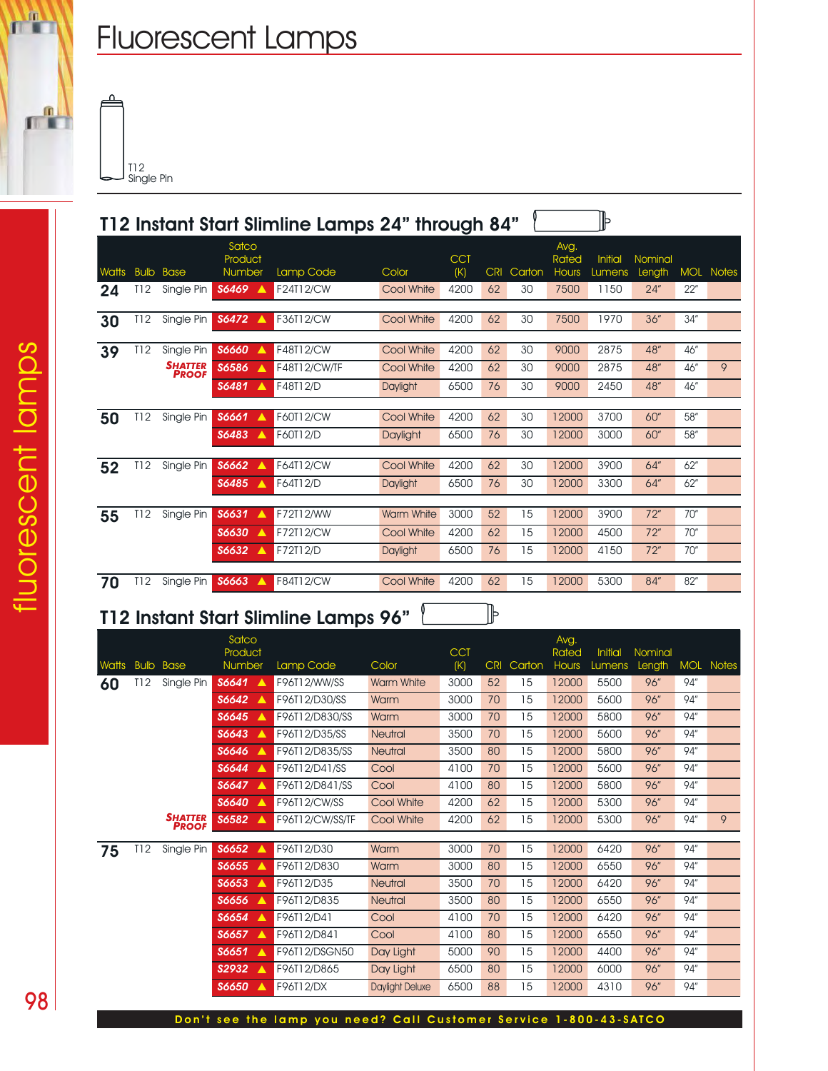# Fluorescent Lamps

T12
Single Pin

## T12 Instant Start Slimline Lamps 24" through 84"

| Watts | Bulb | Base | Satco Product Number | Lamp Code | Color | CCT (K) | CRI | Carton | Avg. Rated Hours | Initial Lumens | Nominal Length | MOL | Notes |
|---|---|---|---|---|---|---|---|---|---|---|---|---|---|
| 24 | T12 | Single Pin | S6469 ▲ | F24T12/CW | Cool White | 4200 | 62 | 30 | 7500 | 1150 | 24" | 22" | |
| 30 | T12 | Single Pin | S6472 ▲ | F36T12/CW | Cool White | 4200 | 62 | 30 | 7500 | 1970 | 36" | 34" | |
| 39 | T12 | Single Pin | S6660 ▲ | F48T12/CW | Cool White | 4200 | 62 | 30 | 9000 | 2875 | 48" | 46" | |
| | | SHATTER PROOF | S6586 ▲ | F48T12/CW/TF | Cool White | 4200 | 62 | 30 | 9000 | 2875 | 48" | 46" | 9 |
| | | | S6481 ▲ | F48T12/D | Daylight | 6500 | 76 | 30 | 9000 | 2450 | 48" | 46" | |
| 50 | T12 | Single Pin | S6661 ▲ | F60T12/CW | Cool White | 4200 | 62 | 30 | 12000 | 3700 | 60" | 58" | |
| | | | S6483 ▲ | F60T12/D | Daylight | 6500 | 76 | 30 | 12000 | 3000 | 60" | 58" | |
| 52 | T12 | Single Pin | S6662 ▲ | F64T12/CW | Cool White | 4200 | 62 | 30 | 12000 | 3900 | 64" | 62" | |
| | | | S6485 ▲ | F64T12/D | Daylight | 6500 | 76 | 30 | 12000 | 3300 | 64" | 62" | |
| 55 | T12 | Single Pin | S6631 ▲ | F72T12/WW | Warm White | 3000 | 52 | 15 | 12000 | 3900 | 72" | 70" | |
| | | | S6630 ▲ | F72T12/CW | Cool White | 4200 | 62 | 15 | 12000 | 4500 | 72" | 70" | |
| | | | S6632 ▲ | F72T12/D | Daylight | 6500 | 76 | 15 | 12000 | 4150 | 72" | 70" | |
| 70 | T12 | Single Pin | S6663 ▲ | F84T12/CW | Cool White | 4200 | 62 | 15 | 12000 | 5300 | 84" | 82" | |

## T12 Instant Start Slimline Lamps 96"

| Watts | Bulb | Base | Satco Product Number | Lamp Code | Color | CCT (K) | CRI | Carton | Avg. Rated Hours | Initial Lumens | Nominal Length | MOL | Notes |
|---|---|---|---|---|---|---|---|---|---|---|---|---|---|
| 60 | T12 | Single Pin | S6641 ▲ | F96T12/WW/SS | Warm White | 3000 | 52 | 15 | 12000 | 5500 | 96" | 94" | |
| | | | S6642 ▲ | F96T12/D30/SS | Warm | 3000 | 70 | 15 | 12000 | 5600 | 96" | 94" | |
| | | | S6645 ▲ | F96T12/D830/SS | Warm | 3000 | 70 | 15 | 12000 | 5800 | 96" | 94" | |
| | | | S6643 ▲ | F96T12/D35/SS | Neutral | 3500 | 70 | 15 | 12000 | 5600 | 96" | 94" | |
| | | | S6646 ▲ | F96T12/D835/SS | Neutral | 3500 | 80 | 15 | 12000 | 5800 | 96" | 94" | |
| | | | S6644 ▲ | F96T12/D41/SS | Cool | 4100 | 70 | 15 | 12000 | 5600 | 96" | 94" | |
| | | | S6647 ▲ | F96T12/D841/SS | Cool | 4100 | 80 | 15 | 12000 | 5800 | 96" | 94" | |
| | | | S6640 ▲ | F96T12/CW/SS | Cool White | 4200 | 62 | 15 | 12000 | 5300 | 96" | 94" | |
| | | SHATTER PROOF | S6582 ▲ | F96T12/CW/SS/TF | Cool White | 4200 | 62 | 15 | 12000 | 5300 | 96" | 94" | 9 |
| 75 | T12 | Single Pin | S6652 ▲ | F96T12/D30 | Warm | 3000 | 70 | 15 | 12000 | 6420 | 96" | 94" | |
| | | | S6655 ▲ | F96T12/D830 | Warm | 3000 | 80 | 15 | 12000 | 6550 | 96" | 94" | |
| | | | S6653 ▲ | F96T12/D35 | Neutral | 3500 | 70 | 15 | 12000 | 6420 | 96" | 94" | |
| | | | S6656 ▲ | F96T12/D835 | Neutral | 3500 | 80 | 15 | 12000 | 6550 | 96" | 94" | |
| | | | S6654 ▲ | F96T12/D41 | Cool | 4100 | 70 | 15 | 12000 | 6420 | 96" | 94" | |
| | | | S6657 ▲ | F96T12/D841 | Cool | 4100 | 80 | 15 | 12000 | 6550 | 96" | 94" | |
| | | | S6651 ▲ | F96T12/DSGN50 | Day Light | 5000 | 90 | 15 | 12000 | 4400 | 96" | 94" | |
| | | | S2932 ▲ | F96T12/D865 | Day Light | 6500 | 80 | 15 | 12000 | 6000 | 96" | 94" | |
| | | | S6650 ▲ | F96T12/DX | Daylight Deluxe | 6500 | 88 | 15 | 12000 | 4310 | 96" | 94" | |

**Don't see the lamp you need? Call Customer Service 1-800-43-SATCO**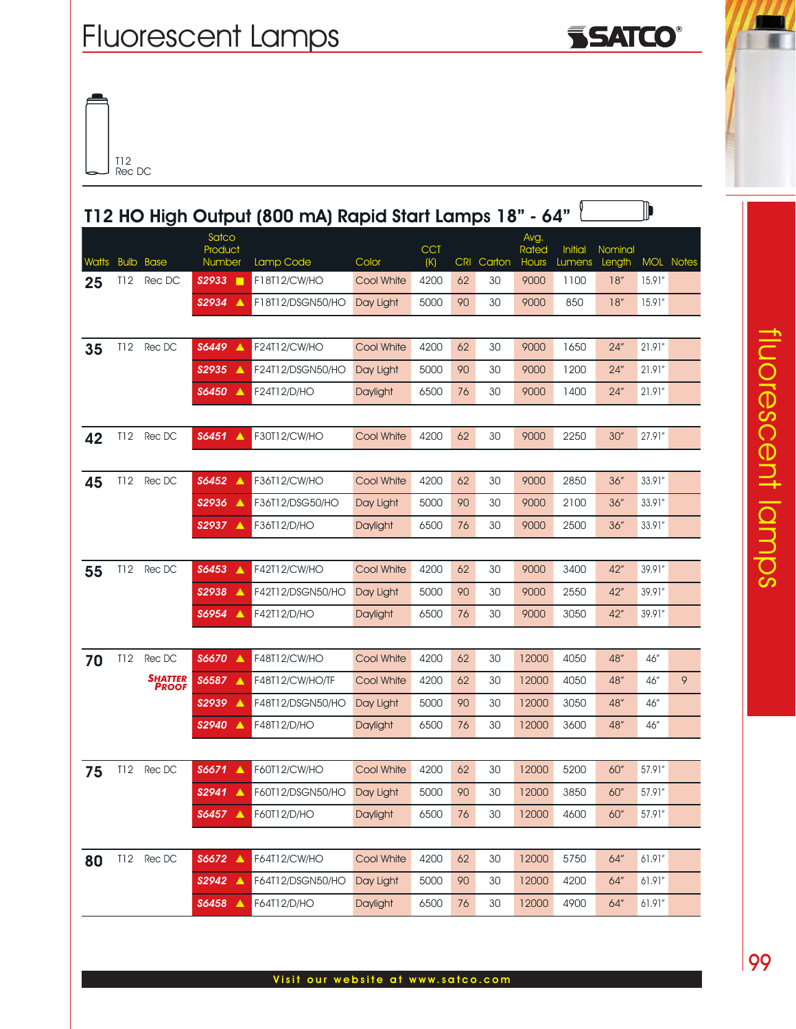# Fluorescent Lamps

T12
Rec DC

## T12 HO High Output (800 mA) Rapid Start Lamps 18" - 64"

| Watts | Bulb | Base | Satco Product Number | Lamp Code | Color | CCT (K) | CRI | Carton | Avg. Rated Hours | Initial Lumens | Nominal Length | MOL | Notes |
|---|---|---|---|---|---|---|---|---|---|---|---|---|---|
| 25 | T12 | Rec DC | S2933 ■ | F18T12/CW/HO | Cool White | 4200 | 62 | 30 | 9000 | 1100 | 18" | 15.91" | |
| | | | S2934 ▲ | F18T12/DSGN50/HO | Day Light | 5000 | 90 | 30 | 9000 | 850 | 18" | 15.91" | |
| 35 | T12 | Rec DC | S6449 ▲ | F24T12/CW/HO | Cool White | 4200 | 62 | 30 | 9000 | 1650 | 24" | 21.91" | |
| | | | S2935 ▲ | F24T12/DSGN50/HO | Day Light | 5000 | 90 | 30 | 9000 | 1200 | 24" | 21.91" | |
| | | | S6450 ▲ | F24T12/D/HO | Daylight | 6500 | 76 | 30 | 9000 | 1400 | 24" | 21.91" | |
| 42 | T12 | Rec DC | S6451 ▲ | F30T12/CW/HO | Cool White | 4200 | 62 | 30 | 9000 | 2250 | 30" | 27.91" | |
| 45 | T12 | Rec DC | S6452 ▲ | F36T12/CW/HO | Cool White | 4200 | 62 | 30 | 9000 | 2850 | 36" | 33.91" | |
| | | | S2936 ▲ | F36T12/DSG50/HO | Day Light | 5000 | 90 | 30 | 9000 | 2100 | 36" | 33.91" | |
| | | | S2937 ▲ | F36T12/D/HO | Daylight | 6500 | 76 | 30 | 9000 | 2500 | 36" | 33.91" | |
| 55 | T12 | Rec DC | S6453 ▲ | F42T12/CW/HO | Cool White | 4200 | 62 | 30 | 9000 | 3400 | 42" | 39.91" | |
| | | | S2938 ▲ | F42T12/DSGN50/HO | Day Light | 5000 | 90 | 30 | 9000 | 2550 | 42" | 39.91" | |
| | | | S6954 ▲ | F42T12/D/HO | Daylight | 6500 | 76 | 30 | 9000 | 3050 | 42" | 39.91" | |
| 70 | T12 | Rec DC | S6670 ▲ | F48T12/CW/HO | Cool White | 4200 | 62 | 30 | 12000 | 4050 | 48" | 46" | |
| | | SHATTER PROOF | S6587 ▲ | F48T12/CW/HO/TF | Cool White | 4200 | 62 | 30 | 12000 | 4050 | 48" | 46" | 9 |
| | | | S2939 ▲ | F48T12/DSGN50/HO | Day Light | 5000 | 90 | 30 | 12000 | 3050 | 48" | 46" | |
| | | | S2940 ▲ | F48T12/D/HO | Daylight | 6500 | 76 | 30 | 12000 | 3600 | 48" | 46" | |
| 75 | T12 | Rec DC | S6671 ▲ | F60T12/CW/HO | Cool White | 4200 | 62 | 30 | 12000 | 5200 | 60" | 57.91" | |
| | | | S2941 ▲ | F60T12/DSGN50/HO | Day Light | 5000 | 90 | 30 | 12000 | 3850 | 60" | 57.91" | |
| | | | S6457 ▲ | F60T12/D/HO | Daylight | 6500 | 76 | 30 | 12000 | 4600 | 60" | 57.91" | |
| 80 | T12 | Rec DC | S6672 ▲ | F64T12/CW/HO | Cool White | 4200 | 62 | 30 | 12000 | 5750 | 64" | 61.91" | |
| | | | S2942 ▲ | F64T12/DSGN50/HO | Day Light | 5000 | 90 | 30 | 12000 | 4200 | 64" | 61.91" | |
| | | | S6458 ▲ | F64T12/D/HO | Daylight | 6500 | 76 | 30 | 12000 | 4900 | 64" | 61.91" | |

Visit our website at www.satco.com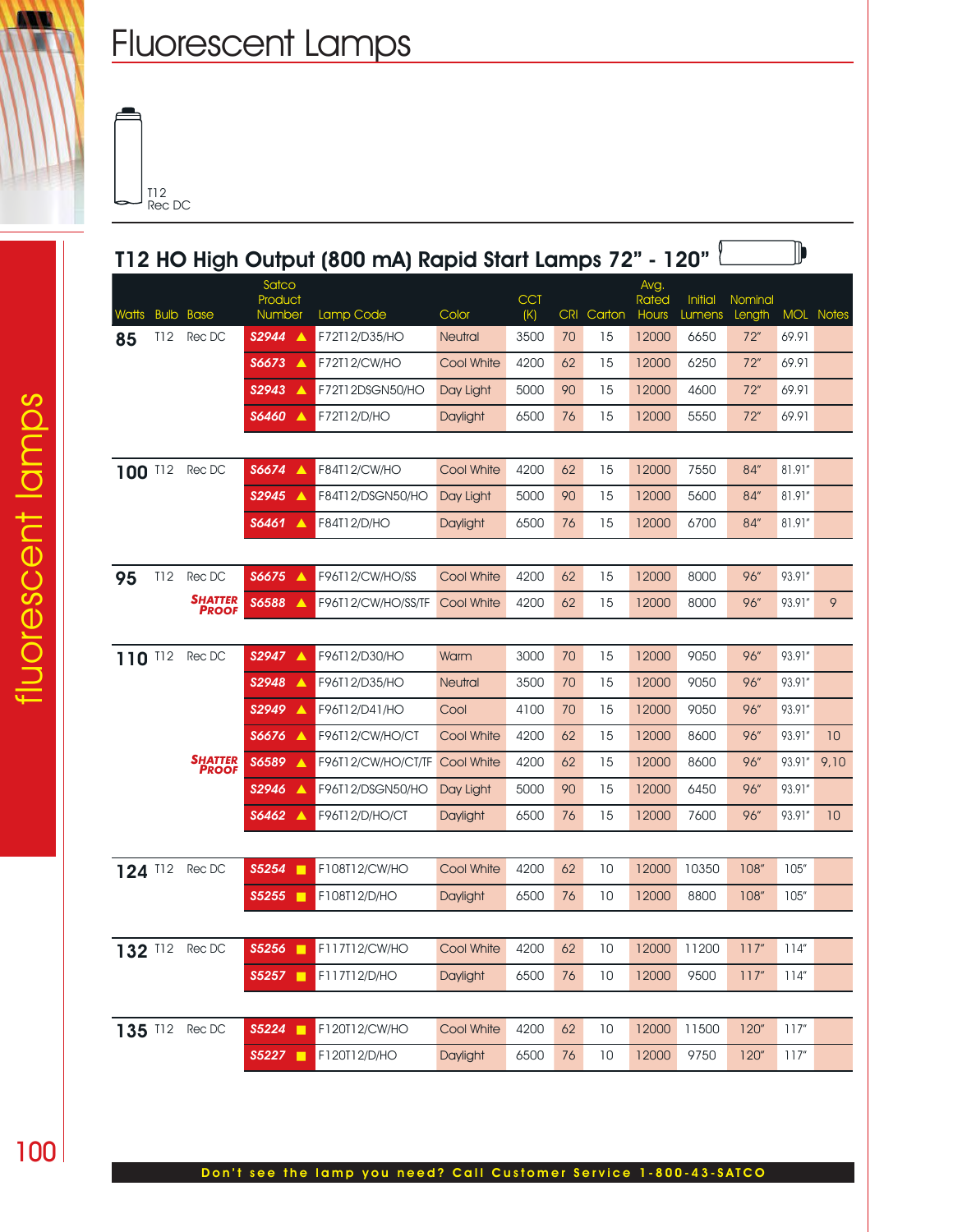# Fluorescent Lamps

T12
Rec DC

## T12 HO High Output (800 mA) Rapid Start Lamps 72" - 120"

| Watts | Bulb | Base | Satco Product Number | Lamp Code | Color | CCT (K) | CRI | Carton | Avg. Rated Hours | Initial Lumens | Nominal Length | MOL | Notes |
|---|---|---|---|---|---|---|---|---|---|---|---|---|---|
| 85 | T12 | Rec DC | S2944 ▲ | F72T12/D35/HO | Neutral | 3500 | 70 | 15 | 12000 | 6650 | 72" | 69.91 | |
| | | | S6673 ▲ | F72T12/CW/HO | Cool White | 4200 | 62 | 15 | 12000 | 6250 | 72" | 69.91 | |
| | | | S2943 ▲ | F72T12DSGN50/HO | Day Light | 5000 | 90 | 15 | 12000 | 4600 | 72" | 69.91 | |
| | | | S6460 ▲ | F72T12/D/HO | Daylight | 6500 | 76 | 15 | 12000 | 5550 | 72" | 69.91 | |
| 100 | T12 | Rec DC | S6674 ▲ | F84T12/CW/HO | Cool White | 4200 | 62 | 15 | 12000 | 7550 | 84" | 81.91" | |
| | | | S2945 ▲ | F84T12/DSGN50/HO | Day Light | 5000 | 90 | 15 | 12000 | 5600 | 84" | 81.91" | |
| | | | S6461 ▲ | F84T12/D/HO | Daylight | 6500 | 76 | 15 | 12000 | 6700 | 84" | 81.91" | |
| 95 | T12 | Rec DC | S6675 ▲ | F96T12/CW/HO/SS | Cool White | 4200 | 62 | 15 | 12000 | 8000 | 96" | 93.91" | |
| | | SHATTER PROOF | S6588 ▲ | F96T12/CW/HO/SS/TF | Cool White | 4200 | 62 | 15 | 12000 | 8000 | 96" | 93.91" | 9 |
| 110 | T12 | Rec DC | S2947 ▲ | F96T12/D30/HO | Warm | 3000 | 70 | 15 | 12000 | 9050 | 96" | 93.91" | |
| | | | S2948 ▲ | F96T12/D35/HO | Neutral | 3500 | 70 | 15 | 12000 | 9050 | 96" | 93.91" | |
| | | | S2949 ▲ | F96T12/D41/HO | Cool | 4100 | 70 | 15 | 12000 | 9050 | 96" | 93.91" | |
| | | | S6676 ▲ | F96T12/CW/HO/CT | Cool White | 4200 | 62 | 15 | 12000 | 8600 | 96" | 93.91" | 10 |
| | | SHATTER PROOF | S6589 ▲ | F96T12/CW/HO/CT/TF | Cool White | 4200 | 62 | 15 | 12000 | 8600 | 96" | 93.91" | 9,10 |
| | | | S2946 ▲ | F96T12/DSGN50/HO | Day Light | 5000 | 90 | 15 | 12000 | 6450 | 96" | 93.91" | |
| | | | S6462 ▲ | F96T12/D/HO/CT | Daylight | 6500 | 76 | 15 | 12000 | 7600 | 96" | 93.91" | 10 |
| 124 | T12 | Rec DC | S5254 ■ | F108T12/CW/HO | Cool White | 4200 | 62 | 10 | 12000 | 10350 | 108" | 105" | |
| | | | S5255 ■ | F108T12/D/HO | Daylight | 6500 | 76 | 10 | 12000 | 8800 | 108" | 105" | |
| 132 | T12 | Rec DC | S5256 ■ | F117T12/CW/HO | Cool White | 4200 | 62 | 10 | 12000 | 11200 | 117" | 114" | |
| | | | S5257 ■ | F117T12/D/HO | Daylight | 6500 | 76 | 10 | 12000 | 9500 | 117" | 114" | |
| 135 | T12 | Rec DC | S5224 ■ | F120T12/CW/HO | Cool White | 4200 | 62 | 10 | 12000 | 11500 | 120" | 117" | |
| | | | S5227 ■ | F120T12/D/HO | Daylight | 6500 | 76 | 10 | 12000 | 9750 | 120" | 117" | |

Don't see the lamp you need? Call Customer Service 1-800-43-SATCO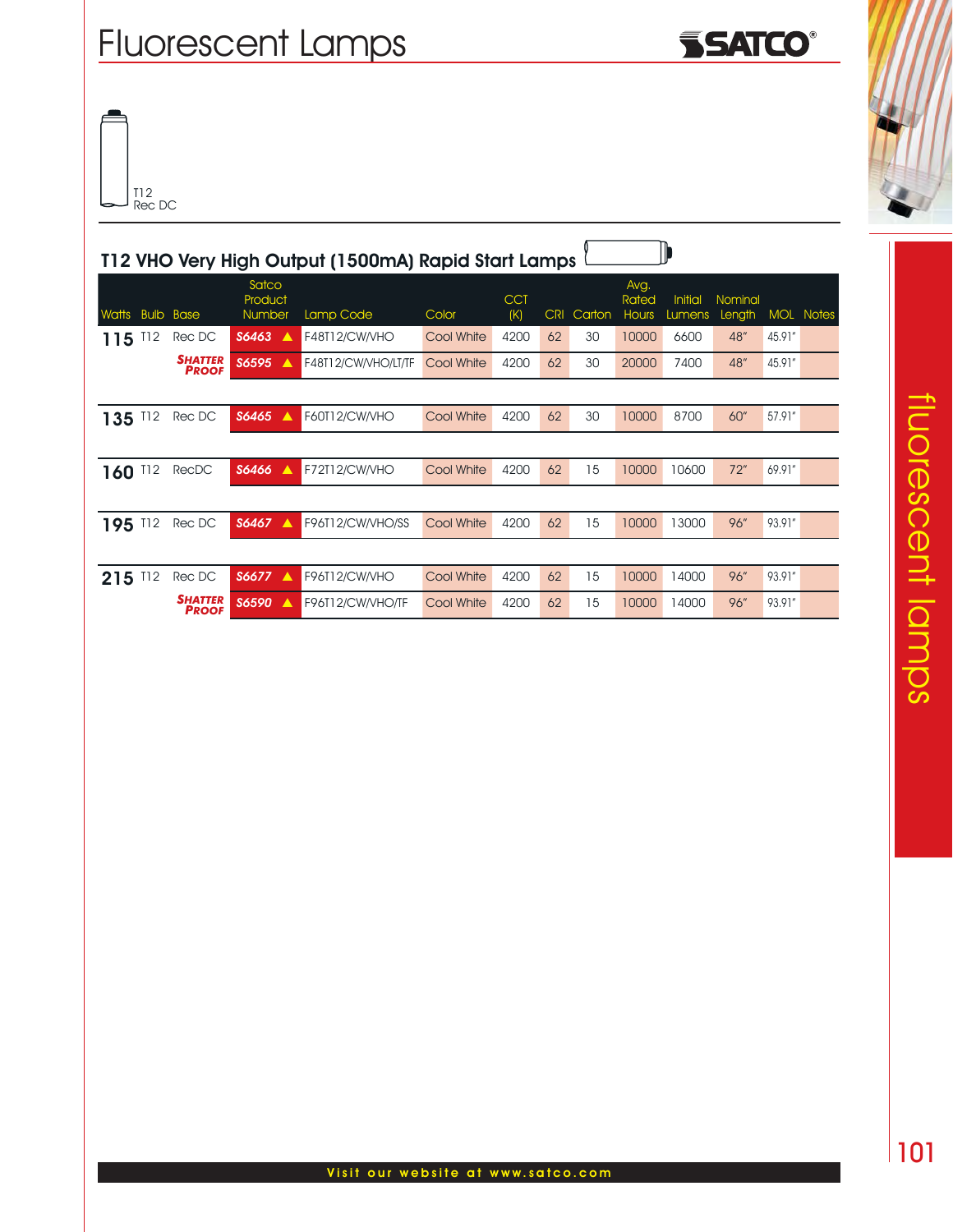# Fluorescent Lamps

T12
Rec DC

## T12 VHO Very High Output (1500mA) Rapid Start Lamps

| Watts | Bulb | Base | Satco Product Number | Lamp Code | Color | CCT (K) | CRI | Carton | Avg. Rated Hours | Initial Lumens | Nominal Length | MOL | Notes |
|---|---|---|---|---|---|---|---|---|---|---|---|---|---|
| **115** | T12 | Rec DC | S6463 ▲ | F48T12/CW/VHO | Cool White | 4200 | 62 | 30 | 10000 | 6600 | 48" | 45.91" | |
| | | SHATTER PROOF | S6595 ▲ | F48T12/CW/VHO/LT/TF | Cool White | 4200 | 62 | 30 | 20000 | 7400 | 48" | 45.91" | |
| **135** | T12 | Rec DC | S6465 ▲ | F60T12/CW/VHO | Cool White | 4200 | 62 | 30 | 10000 | 8700 | 60" | 57.91" | |
| **160** | T12 | RecDC | S6466 ▲ | F72T12/CW/VHO | Cool White | 4200 | 62 | 15 | 10000 | 10600 | 72" | 69.91" | |
| **195** | T12 | Rec DC | S6467 ▲ | F96T12/CW/VHO/SS | Cool White | 4200 | 62 | 15 | 10000 | 13000 | 96" | 93.91" | |
| **215** | T12 | Rec DC | S6677 ▲ | F96T12/CW/VHO | Cool White | 4200 | 62 | 15 | 10000 | 14000 | 96" | 93.91" | |
| | | SHATTER PROOF | S6590 ▲ | F96T12/CW/VHO/TF | Cool White | 4200 | 62 | 15 | 10000 | 14000 | 96" | 93.91" | |

Visit our website at www.satco.com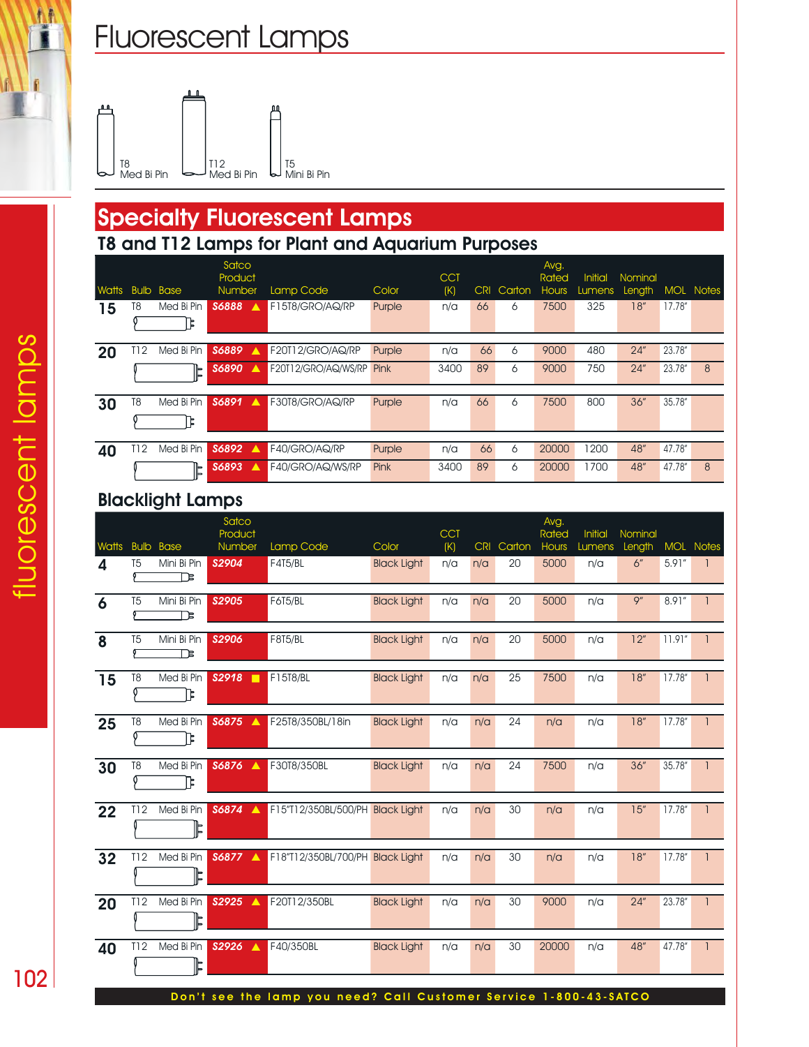# Fluorescent Lamps

T8 Med Bi Pin

T12 Med Bi Pin

T5 Mini Bi Pin

## Specialty Fluorescent Lamps

### T8 and T12 Lamps for Plant and Aquarium Purposes

| Watts | Bulb | Base | Satco Product Number | Lamp Code | Color | CCT (K) | CRI | Carton | Avg. Rated Hours | Initial Lumens | Nominal Length | MOL | Notes |
|---|---|---|---|---|---|---|---|---|---|---|---|---|---|
| 15 | T8 | Med Bi Pin | S6888 ▲ | F15T8/GRO/AQ/RP | Purple | n/a | 66 | 6 | 7500 | 325 | 18" | 17.78" | |
| 20 | T12 | Med Bi Pin | S6889 ▲ | F20T12/GRO/AQ/RP | Purple | n/a | 66 | 6 | 9000 | 480 | 24" | 23.78" | |
| | | | S6890 ▲ | F20T12/GRO/AQ/WS/RP | Pink | 3400 | 89 | 6 | 9000 | 750 | 24" | 23.78" | 8 |
| 30 | T8 | Med Bi Pin | S6891 ▲ | F30T8/GRO/AQ/RP | Purple | n/a | 66 | 6 | 7500 | 800 | 36" | 35.78" | |
| 40 | T12 | Med Bi Pin | S6892 ▲ | F40/GRO/AQ/RP | Purple | n/a | 66 | 6 | 20000 | 1200 | 48" | 47.78" | |
| | | | S6893 ▲ | F40/GRO/AQ/WS/RP | Pink | 3400 | 89 | 6 | 20000 | 1700 | 48" | 47.78" | 8 |

### Blacklight Lamps

| Watts | Bulb | Base | Satco Product Number | Lamp Code | Color | CCT (K) | CRI | Carton | Avg. Rated Hours | Initial Lumens | Nominal Length | MOL | Notes |
|---|---|---|---|---|---|---|---|---|---|---|---|---|---|
| 4 | T5 | Mini Bi Pin | S2904 | F4T5/BL | Black Light | n/a | n/a | 20 | 5000 | n/a | 6" | 5.91" | 1 |
| 6 | T5 | Mini Bi Pin | S2905 | F6T5/BL | Black Light | n/a | n/a | 20 | 5000 | n/a | 9" | 8.91" | 1 |
| 8 | T5 | Mini Bi Pin | S2906 | F8T5/BL | Black Light | n/a | n/a | 20 | 5000 | n/a | 12" | 11.91" | 1 |
| 15 | T8 | Med Bi Pin | S2918 ■ | F15T8/BL | Black Light | n/a | n/a | 25 | 7500 | n/a | 18" | 17.78" | 1 |
| 25 | T8 | Med Bi Pin | S6875 ▲ | F25T8/350BL/18in | Black Light | n/a | n/a | 24 | n/a | n/a | 18" | 17.78" | 1 |
| 30 | T8 | Med Bi Pin | S6876 ▲ | F30T8/350BL | Black Light | n/a | n/a | 24 | 7500 | n/a | 36" | 35.78" | 1 |
| 22 | T12 | Med Bi Pin | S6874 ▲ | F15"T12/350BL/500/PH | Black Light | n/a | n/a | 30 | n/a | n/a | 15" | 17.78" | 1 |
| 32 | T12 | Med Bi Pin | S6877 ▲ | F18"T12/350BL/700/PH | Black Light | n/a | n/a | 30 | n/a | n/a | 18" | 17.78" | 1 |
| 20 | T12 | Med Bi Pin | S2925 ▲ | F20T12/350BL | Black Light | n/a | n/a | 30 | 9000 | n/a | 24" | 23.78" | 1 |
| 40 | T12 | Med Bi Pin | S2926 ▲ | F40/350BL | Black Light | n/a | n/a | 30 | 20000 | n/a | 48" | 47.78" | 1 |

Don't see the lamp you need? Call Customer Service 1-800-43-SATCO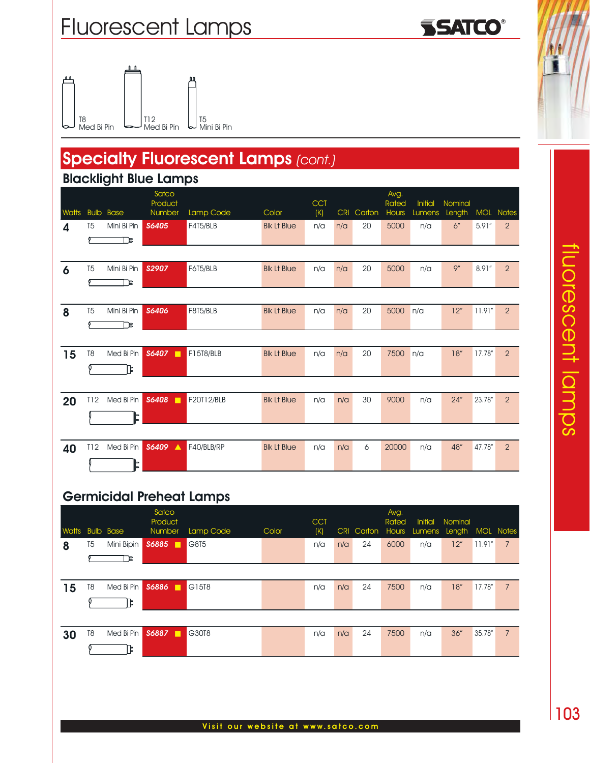# Fluorescent Lamps

T8 Med Bi Pin — T12 Med Bi Pin — T5 Mini Bi Pin

## Specialty Fluorescent Lamps *(cont.)*

### Blacklight Blue Lamps

| Watts | Bulb | Base | Satco Product Number | Lamp Code | Color | CCT (K) | CRI | Carton | Avg. Rated Hours | Initial Lumens | Nominal Length | MOL | Notes |
|---|---|---|---|---|---|---|---|---|---|---|---|---|---|
| 4 | T5 | Mini Bi Pin | S6405 | F4T5/BLB | Blk Lt Blue | n/a | n/a | 20 | 5000 | n/a | 6" | 5.91" | 2 |
| 6 | T5 | Mini Bi Pin | S2907 | F6T5/BLB | Blk Lt Blue | n/a | n/a | 20 | 5000 | n/a | 9" | 8.91" | 2 |
| 8 | T5 | Mini Bi Pin | S6406 | F8T5/BLB | Blk Lt Blue | n/a | n/a | 20 | 5000 | n/a | 12" | 11.91" | 2 |
| 15 | T8 | Med Bi Pin | S6407 ■ | F15T8/BLB | Blk Lt Blue | n/a | n/a | 20 | 7500 | n/a | 18" | 17.78" | 2 |
| 20 | T12 | Med Bi Pin | S6408 ■ | F20T12/BLB | Blk Lt Blue | n/a | n/a | 30 | 9000 | n/a | 24" | 23.78" | 2 |
| 40 | T12 | Med Bi Pin | S6409 ▲ | F40/BLB/RP | Blk Lt Blue | n/a | n/a | 6 | 20000 | n/a | 48" | 47.78" | 2 |

### Germicidal Preheat Lamps

| Watts | Bulb | Base | Satco Product Number | Lamp Code | Color | CCT (K) | CRI | Carton | Avg. Rated Hours | Initial Lumens | Nominal Length | MOL | Notes |
|---|---|---|---|---|---|---|---|---|---|---|---|---|---|
| 8 | T5 | Mini Bipin | S6885 ■ | G8T5 | | n/a | n/a | 24 | 6000 | n/a | 12" | 11.91" | 7 |
| 15 | T8 | Med Bi Pin | S6886 ■ | G15T8 | | n/a | n/a | 24 | 7500 | n/a | 18" | 17.78" | 7 |
| 30 | T8 | Med Bi Pin | S6887 ■ | G30T8 | | n/a | n/a | 24 | 7500 | n/a | 36" | 35.78" | 7 |

Visit our website at www.satco.com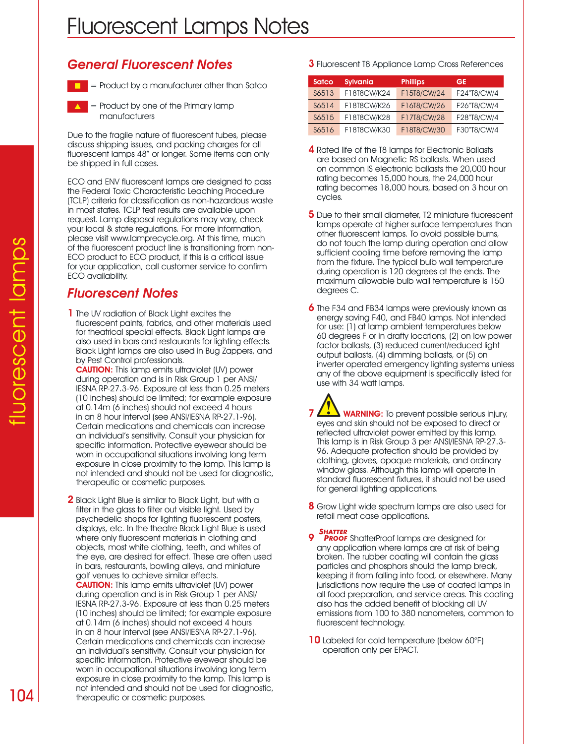# Fluorescent Lamps Notes

## General Fluorescent Notes

■ = Product by a manufacturer other than Satco

▲ = Product by one of the Primary lamp manufacturers

Due to the fragile nature of fluorescent tubes, please discuss shipping issues, and packing charges for all fluorescent lamps 48" or longer. Some items can only be shipped in full cases.

ECO and ENV fluorescent lamps are designed to pass the Federal Toxic Characteristic Leaching Procedure (TCLP) criteria for classification as non-hazardous waste in most states. TCLP test results are available upon request. Lamp disposal regulations may vary, check your local & state regulations. For more information, please visit www.lamprecycle.org. At this time, much of the fluorescent product line is transitioning from non-ECO product to ECO product, if this is a critical issue for your application, call customer service to confirm ECO availability.

## Fluorescent Notes

**1** The UV radiation of Black Light excites the fluorescent paints, fabrics, and other materials used for theatrical special effects. Black Light lamps are also used in bars and restaurants for lighting effects. Black Light lamps are also used in Bug Zappers, and by Pest Control professionals.
**CAUTION:** This lamp emits ultraviolet (UV) power during operation and is in Risk Group 1 per ANSI/IESNA RP-27.3-96. Exposure at less than 0.25 meters (10 inches) should be limited; for example exposure at 0.14m (6 inches) should not exceed 4 hours in an 8 hour interval (see ANSI/IESNA RP-27.1-96). Certain medications and chemicals can increase an individual's sensitivity. Consult your physician for specific information. Protective eyewear should be worn in occupational situations involving long term exposure in close proximity to the lamp. This lamp is not intended and should not be used for diagnostic, therapeutic or cosmetic purposes.

**2** Black Light Blue is similar to Black Light, but with a filter in the glass to filter out visible light. Used by psychedelic shops for lighting fluorescent posters, displays, etc. In the theatre Black Light Blue is used where only fluorescent materials in clothing and objects, most white clothing, teeth, and whites of the eye, are desired for effect. These are often used in bars, restaurants, bowling alleys, and miniature golf venues to achieve similar effects.
**CAUTION:** This lamp emits ultraviolet (UV) power during operation and is in Risk Group 1 per ANSI/IESNA RP-27.3-96. Exposure at less than 0.25 meters (10 inches) should be limited; for example exposure at 0.14m (6 inches) should not exceed 4 hours in an 8 hour interval (see ANSI/IESNA RP-27.1-96). Certain medications and chemicals can increase an individual's sensitivity. Consult your physician for specific information. Protective eyewear should be worn in occupational situations involving long term exposure in close proximity to the lamp. This lamp is not intended and should not be used for diagnostic, therapeutic or cosmetic purposes.

**3** Fluorescent T8 Appliance Lamp Cross References

| Satco | Sylvania | Phillips | GE |
|---|---|---|---|
| S6513 | F18T8CW/K24 | F15T8/CW/24 | F24"T8/CW/4 |
| S6514 | F18T8CW/K26 | F16T8/CW/26 | F26"T8/CW/4 |
| S6515 | F18T8CW/K28 | F17T8/CW/28 | F28"T8/CW/4 |
| S6516 | F18T8CW/K30 | F18T8/CW/30 | F30"T8/CW/4 |

**4** Rated life of the T8 lamps for Electronic Ballasts are based on Magnetic RS ballasts. When used on common IS electronic ballasts the 20,000 hour rating becomes 15,000 hours, the 24,000 hour rating becomes 18,000 hours, based on 3 hour on cycles.

**5** Due to their small diameter, T2 miniature fluorescent lamps operate at higher surface temperatures than other fluorescent lamps. To avoid possible burns, do not touch the lamp during operation and allow sufficient cooling time before removing the lamp from the fixture. The typical bulb wall temperature during operation is 120 degrees at the ends. The maximum allowable bulb wall temperature is 150 degrees C.

**6** The F34 and FB34 lamps were previously known as energy saving F40, and FB40 lamps. Not intended for use: (1) at lamp ambient temperatures below 60 degrees F or in drafty locations, (2) on low power factor ballasts, (3) reduced current/reduced light output ballasts, (4) dimming ballasts, or (5) on inverter operated emergency lighting systems unless any of the above equipment is specifically listed for use with 34 watt lamps.

**7** ⚠ **WARNING:** To prevent possible serious injury, eyes and skin should not be exposed to direct or reflected ultraviolet power emitted by this lamp. This lamp is in Risk Group 3 per ANSI/IESNA RP-27.3-96. Adequate protection should be provided by clothing, gloves, opaque materials, and ordinary window glass. Although this lamp will operate in standard fluorescent fixtures, it should not be used for general lighting applications.

**8** Grow Light wide spectrum lamps are also used for retail meat case applications.

**9** ***SHATTER PROOF*** ShatterProof lamps are designed for any application where lamps are at risk of being broken. The rubber coating will contain the glass particles and phosphors should the lamp break, keeping it from falling into food, or elsewhere. Many jurisdictions now require the use of coated lamps in all food preparation, and service areas. This coating also has the added benefit of blocking all UV emissions from 100 to 380 nanometers, common to fluorescent technology.

**10** Labeled for cold temperature (below 60°F) operation only per EPACT.